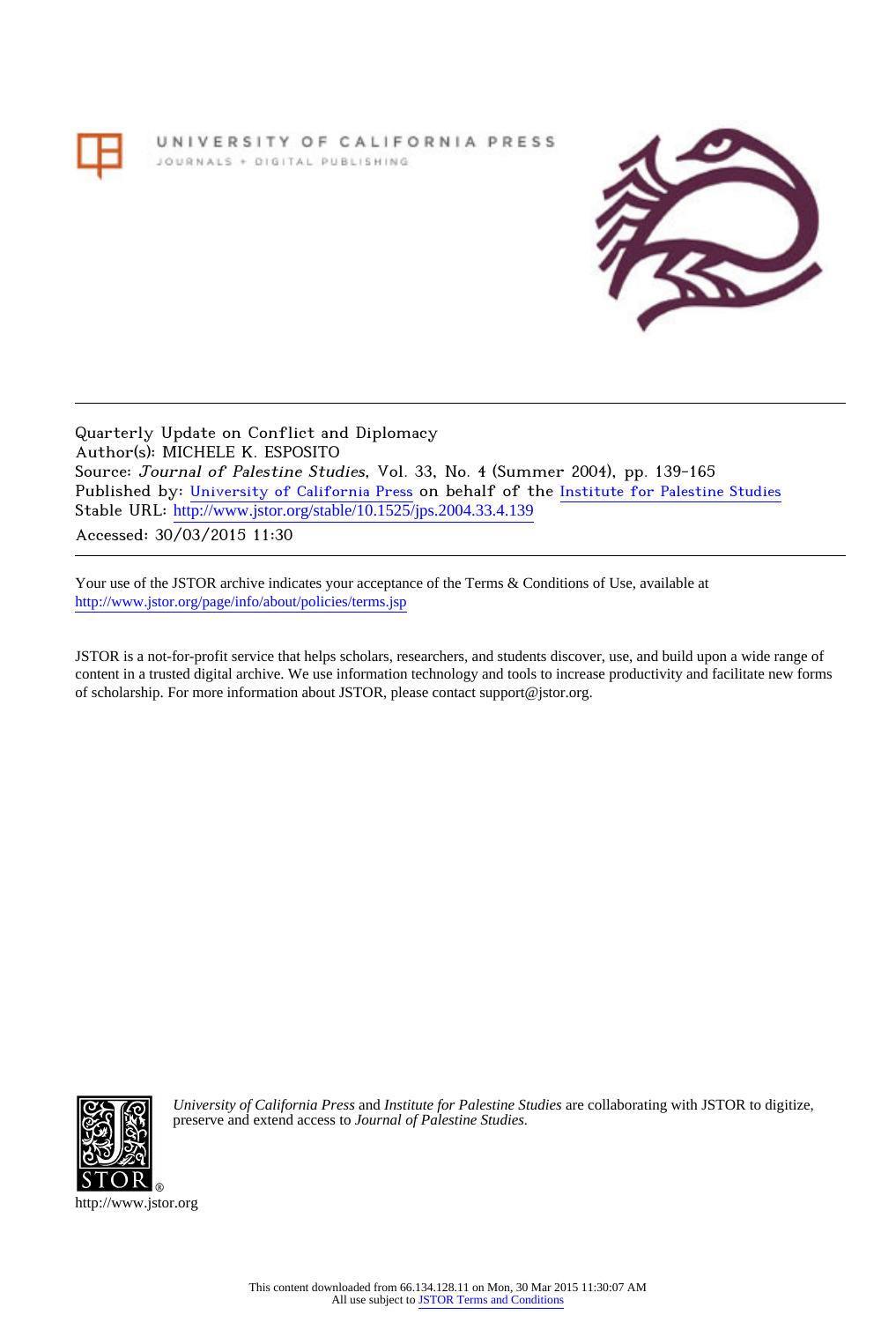UNIVERSITY OF CALIFORNIA PRESS
JOURNALS + DIGITAL PUBLISHING

Quarterly Update on Conflict and Diplomacy
Author(s): MICHELE K. ESPOSITO
Source: *Journal of Palestine Studies*, Vol. 33, No. 4 (Summer 2004), pp. 139-165
Published by: University of California Press on behalf of the Institute for Palestine Studies
Stable URL: http://www.jstor.org/stable/10.1525/jps.2004.33.4.139
Accessed: 30/03/2015 11:30

Your use of the JSTOR archive indicates your acceptance of the Terms & Conditions of Use, available at http://www.jstor.org/page/info/about/policies/terms.jsp

JSTOR is a not-for-profit service that helps scholars, researchers, and students discover, use, and build upon a wide range of content in a trusted digital archive. We use information technology and tools to increase productivity and facilitate new forms of scholarship. For more information about JSTOR, please contact support@jstor.org.

*University of California Press* and *Institute for Palestine Studies* are collaborating with JSTOR to digitize, preserve and extend access to *Journal of Palestine Studies.*

http://www.jstor.org

This content downloaded from 66.134.128.11 on Mon, 30 Mar 2015 11:30:07 AM
All use subject to JSTOR Terms and Conditions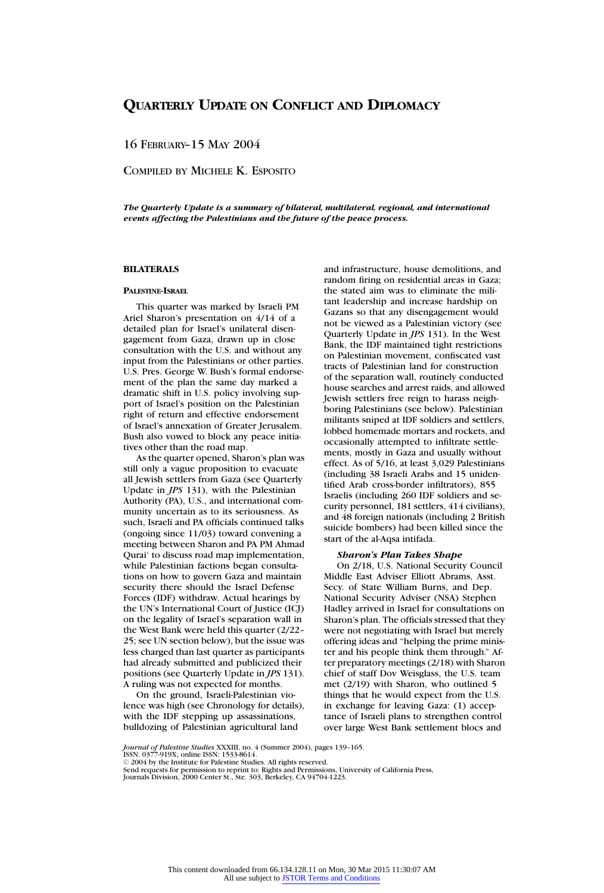# Quarterly Update on Conflict and Diplomacy

16 February–15 May 2004

Compiled by Michele K. Esposito

***The Quarterly Update is a summary of bilateral, multilateral, regional, and international events affecting the Palestinians and the future of the peace process.***

## BILATERALS

### Palestine-Israel

This quarter was marked by Israeli PM Ariel Sharon's presentation on 4/14 of a detailed plan for Israel's unilateral disengagement from Gaza, drawn up in close consultation with the U.S. and without any input from the Palestinians or other parties. U.S. Pres. George W. Bush's formal endorsement of the plan the same day marked a dramatic shift in U.S. policy involving support of Israel's position on the Palestinian right of return and effective endorsement of Israel's annexation of Greater Jerusalem. Bush also vowed to block any peace initiatives other than the road map.

As the quarter opened, Sharon's plan was still only a vague proposition to evacuate all Jewish settlers from Gaza (see Quarterly Update in *JPS* 131), with the Palestinian Authority (PA), U.S., and international community uncertain as to its seriousness. As such, Israeli and PA officials continued talks (ongoing since 11/03) toward convening a meeting between Sharon and PA PM Ahmad Qurai' to discuss road map implementation, while Palestinian factions began consultations on how to govern Gaza and maintain security there should the Israel Defense Forces (IDF) withdraw. Actual hearings by the UN's International Court of Justice (ICJ) on the legality of Israel's separation wall in the West Bank were held this quarter (2/22–25; see UN section below), but the issue was less charged than last quarter as participants had already submitted and publicized their positions (see Quarterly Update in *JPS* 131). A ruling was not expected for months.

On the ground, Israeli-Palestinian violence was high (see Chronology for details), with the IDF stepping up assassinations, bulldozing of Palestinian agricultural land and infrastructure, house demolitions, and random firing on residential areas in Gaza; the stated aim was to eliminate the militant leadership and increase hardship on Gazans so that any disengagement would not be viewed as a Palestinian victory (see Quarterly Update in *JPS* 131). In the West Bank, the IDF maintained tight restrictions on Palestinian movement, confiscated vast tracts of Palestinian land for construction of the separation wall, routinely conducted house searches and arrest raids, and allowed Jewish settlers free reign to harass neighboring Palestinians (see below). Palestinian militants sniped at IDF soldiers and settlers, lobbed homemade mortars and rockets, and occasionally attempted to infiltrate settlements, mostly in Gaza and usually without effect. As of 5/16, at least 3,029 Palestinians (including 38 Israeli Arabs and 15 unidentified Arab cross-border infiltrators), 855 Israelis (including 260 IDF soldiers and security personnel, 181 settlers, 414 civilians), and 48 foreign nationals (including 2 British suicide bombers) had been killed since the start of the al-Aqsa intifada.

#### *Sharon's Plan Takes Shape*

On 2/18, U.S. National Security Council Middle East Adviser Elliott Abrams, Asst. Secy. of State William Burns, and Dep. National Security Adviser (NSA) Stephen Hadley arrived in Israel for consultations on Sharon's plan. The officials stressed that they were not negotiating with Israel but merely offering ideas and "helping the prime minister and his people think them through." After preparatory meetings (2/18) with Sharon chief of staff Dov Weisglass, the U.S. team met (2/19) with Sharon, who outlined 5 things that he would expect from the U.S. in exchange for leaving Gaza: (1) acceptance of Israeli plans to strengthen control over large West Bank settlement blocs and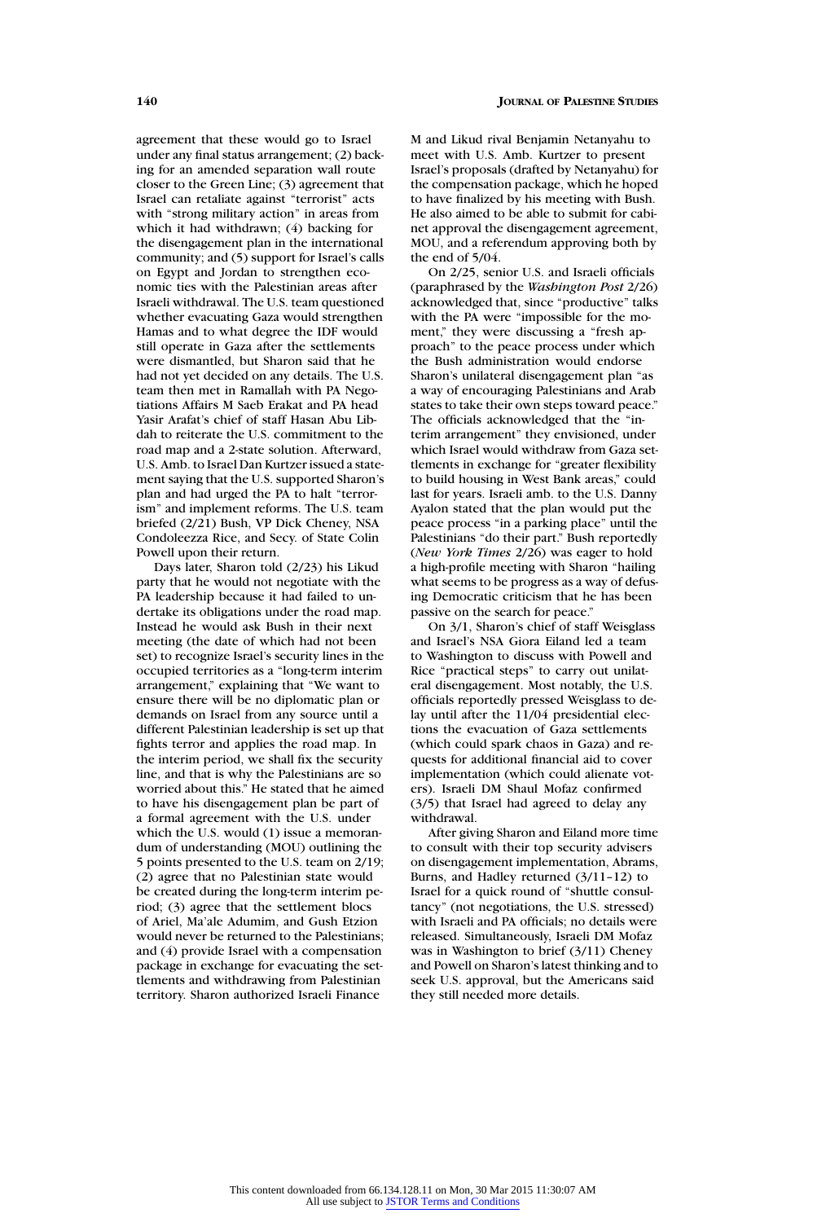agreement that these would go to Israel under any final status arrangement; (2) backing for an amended separation wall route closer to the Green Line; (3) agreement that Israel can retaliate against "terrorist" acts with "strong military action" in areas from which it had withdrawn; (4) backing for the disengagement plan in the international community; and (5) support for Israel's calls on Egypt and Jordan to strengthen economic ties with the Palestinian areas after Israeli withdrawal. The U.S. team questioned whether evacuating Gaza would strengthen Hamas and to what degree the IDF would still operate in Gaza after the settlements were dismantled, but Sharon said that he had not yet decided on any details. The U.S. team then met in Ramallah with PA Negotiations Affairs M Saeb Erakat and PA head Yasir Arafat's chief of staff Hasan Abu Libdah to reiterate the U.S. commitment to the road map and a 2-state solution. Afterward, U.S. Amb. to Israel Dan Kurtzer issued a statement saying that the U.S. supported Sharon's plan and had urged the PA to halt "terrorism" and implement reforms. The U.S. team briefed (2/21) Bush, VP Dick Cheney, NSA Condoleezza Rice, and Secy. of State Colin Powell upon their return.

Days later, Sharon told (2/23) his Likud party that he would not negotiate with the PA leadership because it had failed to undertake its obligations under the road map. Instead he would ask Bush in their next meeting (the date of which had not been set) to recognize Israel's security lines in the occupied territories as a "long-term interim arrangement," explaining that "We want to ensure there will be no diplomatic plan or demands on Israel from any source until a different Palestinian leadership is set up that fights terror and applies the road map. In the interim period, we shall fix the security line, and that is why the Palestinians are so worried about this." He stated that he aimed to have his disengagement plan be part of a formal agreement with the U.S. under which the U.S. would (1) issue a memorandum of understanding (MOU) outlining the 5 points presented to the U.S. team on 2/19; (2) agree that no Palestinian state would be created during the long-term interim period; (3) agree that the settlement blocs of Ariel, Ma'ale Adumim, and Gush Etzion would never be returned to the Palestinians; and (4) provide Israel with a compensation package in exchange for evacuating the settlements and withdrawing from Palestinian territory. Sharon authorized Israeli Finance M and Likud rival Benjamin Netanyahu to meet with U.S. Amb. Kurtzer to present Israel's proposals (drafted by Netanyahu) for the compensation package, which he hoped to have finalized by his meeting with Bush. He also aimed to be able to submit for cabinet approval the disengagement agreement, MOU, and a referendum approving both by the end of 5/04.

On 2/25, senior U.S. and Israeli officials (paraphrased by the *Washington Post* 2/26) acknowledged that, since "productive" talks with the PA were "impossible for the moment," they were discussing a "fresh approach" to the peace process under which the Bush administration would endorse Sharon's unilateral disengagement plan "as a way of encouraging Palestinians and Arab states to take their own steps toward peace." The officials acknowledged that the "interim arrangement" they envisioned, under which Israel would withdraw from Gaza settlements in exchange for "greater flexibility to build housing in West Bank areas," could last for years. Israeli amb. to the U.S. Danny Ayalon stated that the plan would put the peace process "in a parking place" until the Palestinians "do their part." Bush reportedly (*New York Times* 2/26) was eager to hold a high-profile meeting with Sharon "hailing what seems to be progress as a way of defusing Democratic criticism that he has been passive on the search for peace."

On 3/1, Sharon's chief of staff Weisglass and Israel's NSA Giora Eiland led a team to Washington to discuss with Powell and Rice "practical steps" to carry out unilateral disengagement. Most notably, the U.S. officials reportedly pressed Weisglass to delay until after the 11/04 presidential elections the evacuation of Gaza settlements (which could spark chaos in Gaza) and requests for additional financial aid to cover implementation (which could alienate voters). Israeli DM Shaul Mofaz confirmed (3/5) that Israel had agreed to delay any withdrawal.

After giving Sharon and Eiland more time to consult with their top security advisers on disengagement implementation, Abrams, Burns, and Hadley returned (3/11–12) to Israel for a quick round of "shuttle consultancy" (not negotiations, the U.S. stressed) with Israeli and PA officials; no details were released. Simultaneously, Israeli DM Mofaz was in Washington to brief (3/11) Cheney and Powell on Sharon's latest thinking and to seek U.S. approval, but the Americans said they still needed more details.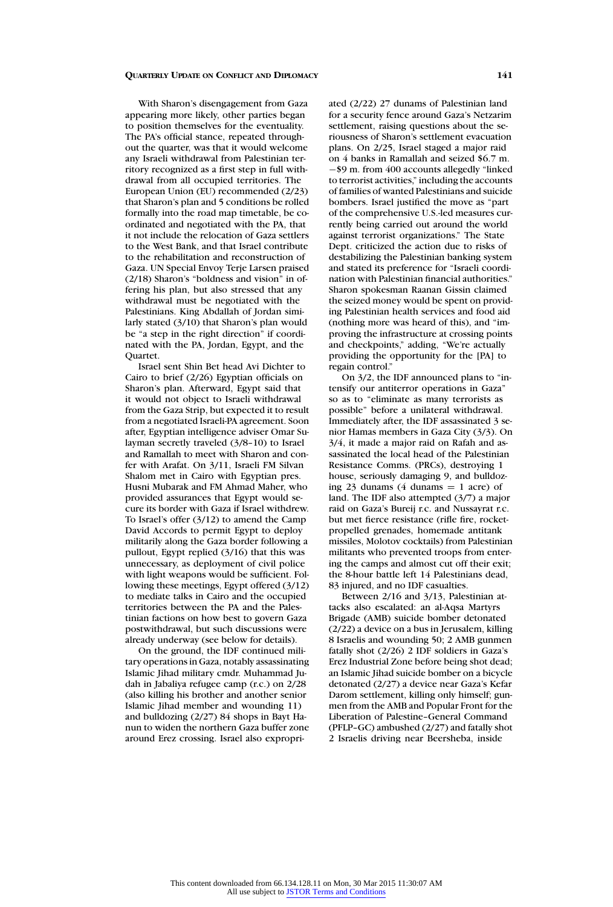With Sharon's disengagement from Gaza appearing more likely, other parties began to position themselves for the eventuality. The PA's official stance, repeated throughout the quarter, was that it would welcome any Israeli withdrawal from Palestinian territory recognized as a first step in full withdrawal from all occupied territories. The European Union (EU) recommended (2/23) that Sharon's plan and 5 conditions be rolled formally into the road map timetable, be coordinated and negotiated with the PA, that it not include the relocation of Gaza settlers to the West Bank, and that Israel contribute to the rehabilitation and reconstruction of Gaza. UN Special Envoy Terje Larsen praised (2/18) Sharon's "boldness and vision" in offering his plan, but also stressed that any withdrawal must be negotiated with the Palestinians. King Abdallah of Jordan similarly stated (3/10) that Sharon's plan would be "a step in the right direction" if coordinated with the PA, Jordan, Egypt, and the Quartet.

Israel sent Shin Bet head Avi Dichter to Cairo to brief (2/26) Egyptian officials on Sharon's plan. Afterward, Egypt said that it would not object to Israeli withdrawal from the Gaza Strip, but expected it to result from a negotiated Israeli-PA agreement. Soon after, Egyptian intelligence adviser Omar Sulayman secretly traveled (3/8–10) to Israel and Ramallah to meet with Sharon and confer with Arafat. On 3/11, Israeli FM Silvan Shalom met in Cairo with Egyptian pres. Husni Mubarak and FM Ahmad Maher, who provided assurances that Egypt would secure its border with Gaza if Israel withdrew. To Israel's offer (3/12) to amend the Camp David Accords to permit Egypt to deploy militarily along the Gaza border following a pullout, Egypt replied (3/16) that this was unnecessary, as deployment of civil police with light weapons would be sufficient. Following these meetings, Egypt offered (3/12) to mediate talks in Cairo and the occupied territories between the PA and the Palestinian factions on how best to govern Gaza postwithdrawal, but such discussions were already underway (see below for details).

On the ground, the IDF continued military operations in Gaza, notably assassinating Islamic Jihad military cmdr. Muhammad Judah in Jabaliya refugee camp (r.c.) on 2/28 (also killing his brother and another senior Islamic Jihad member and wounding 11) and bulldozing (2/27) 84 shops in Bayt Hanun to widen the northern Gaza buffer zone around Erez crossing. Israel also expropriated (2/22) 27 dunams of Palestinian land for a security fence around Gaza's Netzarim settlement, raising questions about the seriousness of Sharon's settlement evacuation plans. On 2/25, Israel staged a major raid on 4 banks in Ramallah and seized $6.7 m.–$9 m. from 400 accounts allegedly "linked to terrorist activities," including the accounts of families of wanted Palestinians and suicide bombers. Israel justified the move as "part of the comprehensive U.S.-led measures currently being carried out around the world against terrorist organizations." The State Dept. criticized the action due to risks of destabilizing the Palestinian banking system and stated its preference for "Israeli coordination with Palestinian financial authorities." Sharon spokesman Raanan Gissin claimed the seized money would be spent on providing Palestinian health services and food aid (nothing more was heard of this), and "improving the infrastructure at crossing points and checkpoints," adding, "We're actually providing the opportunity for the [PA] to regain control."

On 3/2, the IDF announced plans to "intensify our antiterror operations in Gaza" so as to "eliminate as many terrorists as possible" before a unilateral withdrawal. Immediately after, the IDF assassinated 3 senior Hamas members in Gaza City (3/3). On 3/4, it made a major raid on Rafah and assassinated the local head of the Palestinian Resistance Comms. (PRCs), destroying 1 house, seriously damaging 9, and bulldozing 23 dunams (4 dunams = 1 acre) of land. The IDF also attempted (3/7) a major raid on Gaza's Bureij r.c. and Nussayrat r.c. but met fierce resistance (rifle fire, rocket-propelled grenades, homemade antitank missiles, Molotov cocktails) from Palestinian militants who prevented troops from entering the camps and almost cut off their exit; the 8-hour battle left 14 Palestinians dead, 83 injured, and no IDF casualties.

Between 2/16 and 3/13, Palestinian attacks also escalated: an al-Aqsa Martyrs Brigade (AMB) suicide bomber detonated (2/22) a device on a bus in Jerusalem, killing 8 Israelis and wounding 50; 2 AMB gunmen fatally shot (2/26) 2 IDF soldiers in Gaza's Erez Industrial Zone before being shot dead; an Islamic Jihad suicide bomber on a bicycle detonated (2/27) a device near Gaza's Kefar Darom settlement, killing only himself; gunmen from the AMB and Popular Front for the Liberation of Palestine–General Command (PFLP–GC) ambushed (2/27) and fatally shot 2 Israelis driving near Beersheba, inside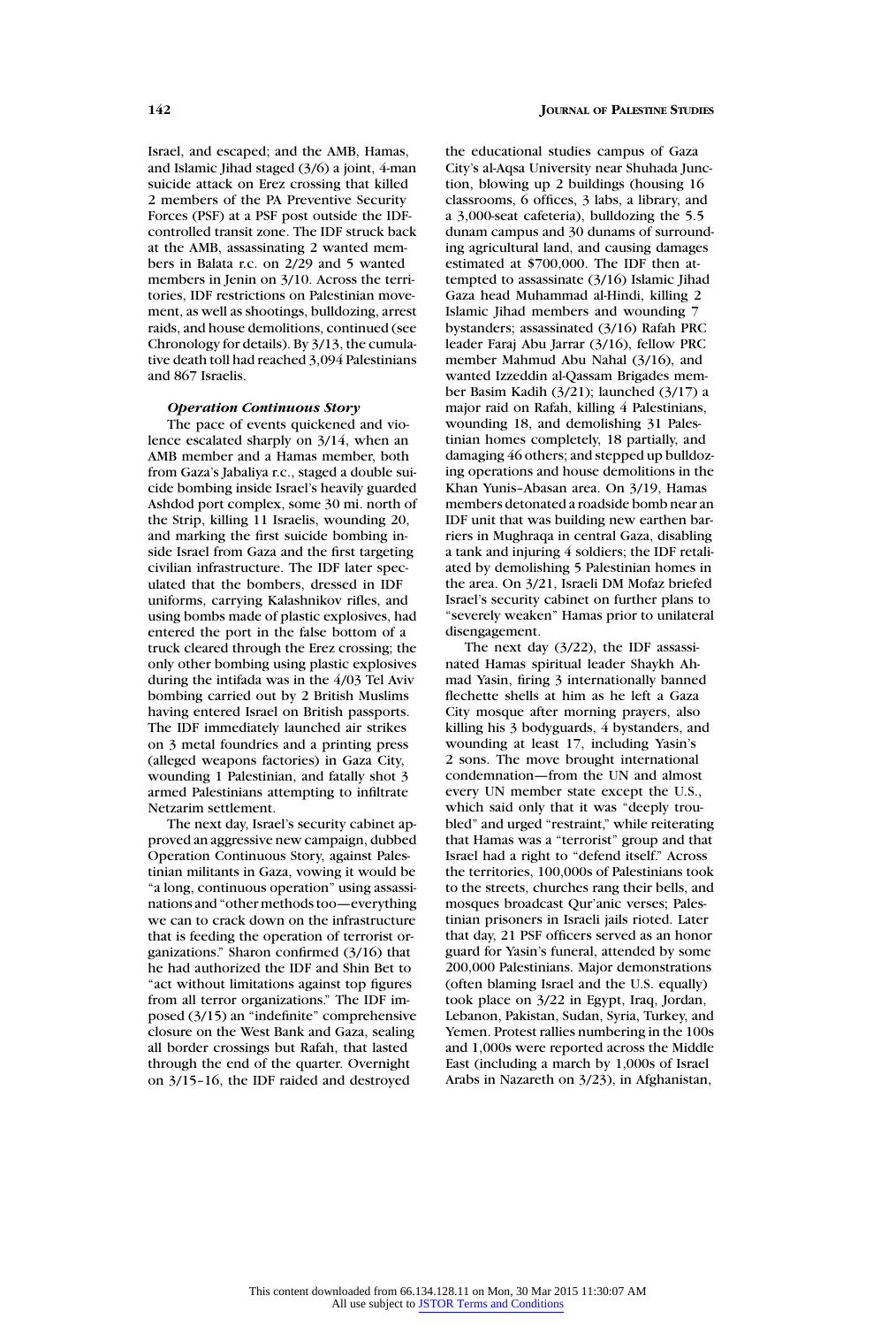Israel, and escaped; and the AMB, Hamas, and Islamic Jihad staged (3/6) a joint, 4-man suicide attack on Erez crossing that killed 2 members of the PA Preventive Security Forces (PSF) at a PSF post outside the IDF-controlled transit zone. The IDF struck back at the AMB, assassinating 2 wanted members in Balata r.c. on 2/29 and 5 wanted members in Jenin on 3/10. Across the territories, IDF restrictions on Palestinian movement, as well as shootings, bulldozing, arrest raids, and house demolitions, continued (see Chronology for details). By 3/13, the cumulative death toll had reached 3,094 Palestinians and 867 Israelis.

***Operation Continuous Story***

The pace of events quickened and violence escalated sharply on 3/14, when an AMB member and a Hamas member, both from Gaza's Jabaliya r.c., staged a double suicide bombing inside Israel's heavily guarded Ashdod port complex, some 30 mi. north of the Strip, killing 11 Israelis, wounding 20, and marking the first suicide bombing inside Israel from Gaza and the first targeting civilian infrastructure. The IDF later speculated that the bombers, dressed in IDF uniforms, carrying Kalashnikov rifles, and using bombs made of plastic explosives, had entered the port in the false bottom of a truck cleared through the Erez crossing; the only other bombing using plastic explosives during the intifada was in the 4/03 Tel Aviv bombing carried out by 2 British Muslims having entered Israel on British passports. The IDF immediately launched air strikes on 3 metal foundries and a printing press (alleged weapons factories) in Gaza City, wounding 1 Palestinian, and fatally shot 3 armed Palestinians attempting to infiltrate Netzarim settlement.

The next day, Israel's security cabinet approved an aggressive new campaign, dubbed Operation Continuous Story, against Palestinian militants in Gaza, vowing it would be "a long, continuous operation" using assassinations and "other methods too—everything we can to crack down on the infrastructure that is feeding the operation of terrorist organizations." Sharon confirmed (3/16) that he had authorized the IDF and Shin Bet to "act without limitations against top figures from all terror organizations." The IDF imposed (3/15) an "indefinite" comprehensive closure on the West Bank and Gaza, sealing all border crossings but Rafah, that lasted through the end of the quarter. Overnight on 3/15–16, the IDF raided and destroyed the educational studies campus of Gaza City's al-Aqsa University near Shuhada Junction, blowing up 2 buildings (housing 16 classrooms, 6 offices, 3 labs, a library, and a 3,000-seat cafeteria), bulldozing the 5.5 dunam campus and 30 dunams of surrounding agricultural land, and causing damages estimated at $700,000. The IDF then attempted to assassinate (3/16) Islamic Jihad Gaza head Muhammad al-Hindi, killing 2 Islamic Jihad members and wounding 7 bystanders; assassinated (3/16) Rafah PRC leader Faraj Abu Jarrar (3/16), fellow PRC member Mahmud Abu Nahal (3/16), and wanted Izzeddin al-Qassam Brigades member Basim Kadih (3/21); launched (3/17) a major raid on Rafah, killing 4 Palestinians, wounding 18, and demolishing 31 Palestinian homes completely, 18 partially, and damaging 46 others; and stepped up bulldozing operations and house demolitions in the Khan Yunis–Abasan area. On 3/19, Hamas members detonated a roadside bomb near an IDF unit that was building new earthen barriers in Mughraqa in central Gaza, disabling a tank and injuring 4 soldiers; the IDF retaliated by demolishing 5 Palestinian homes in the area. On 3/21, Israeli DM Mofaz briefed Israel's security cabinet on further plans to "severely weaken" Hamas prior to unilateral disengagement.

The next day (3/22), the IDF assassinated Hamas spiritual leader Shaykh Ahmad Yasin, firing 3 internationally banned flechette shells at him as he left a Gaza City mosque after morning prayers, also killing his 3 bodyguards, 4 bystanders, and wounding at least 17, including Yasin's 2 sons. The move brought international condemnation—from the UN and almost every UN member state except the U.S., which said only that it was "deeply troubled" and urged "restraint," while reiterating that Hamas was a "terrorist" group and that Israel had a right to "defend itself." Across the territories, 100,000s of Palestinians took to the streets, churches rang their bells, and mosques broadcast Qur'anic verses; Palestinian prisoners in Israeli jails rioted. Later that day, 21 PSF officers served as an honor guard for Yasin's funeral, attended by some 200,000 Palestinians. Major demonstrations (often blaming Israel and the U.S. equally) took place on 3/22 in Egypt, Iraq, Jordan, Lebanon, Pakistan, Sudan, Syria, Turkey, and Yemen. Protest rallies numbering in the 100s and 1,000s were reported across the Middle East (including a march by 1,000s of Israel Arabs in Nazareth on 3/23), in Afghanistan,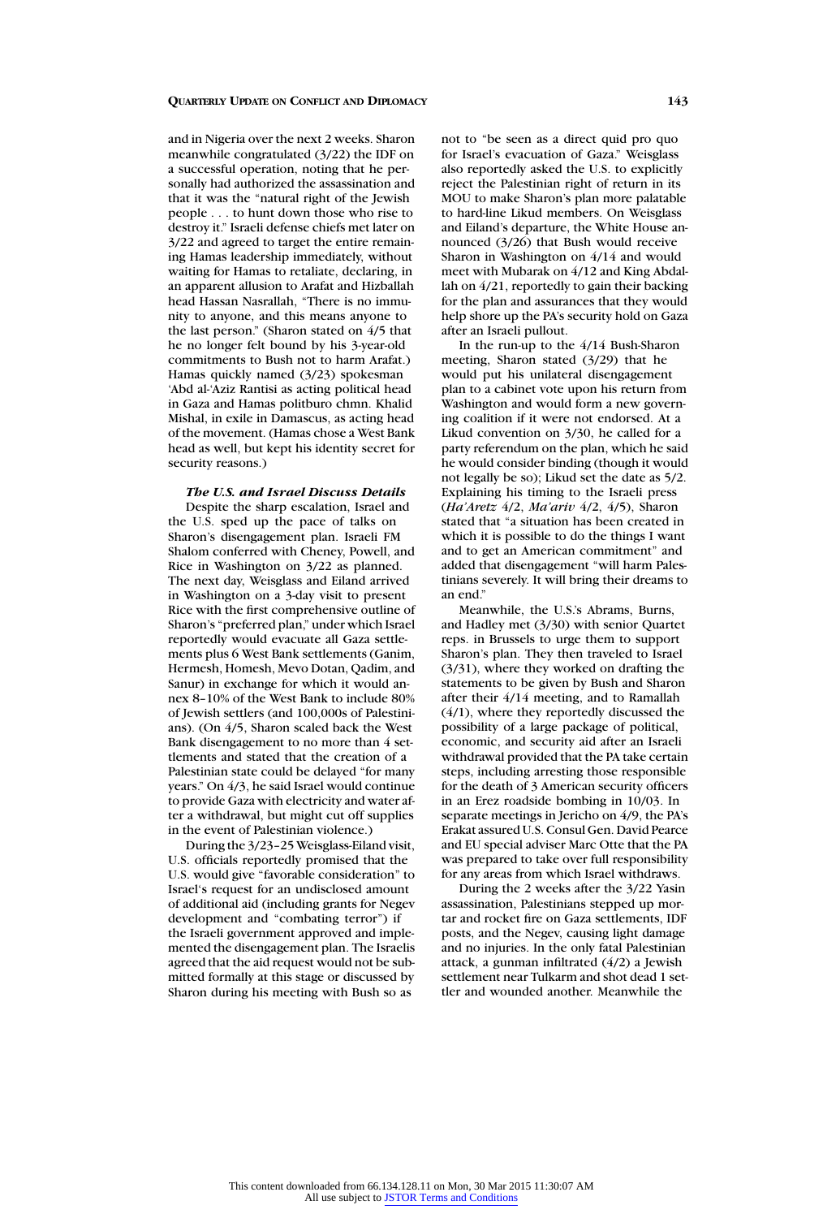and in Nigeria over the next 2 weeks. Sharon meanwhile congratulated (3/22) the IDF on a successful operation, noting that he personally had authorized the assassination and that it was the "natural right of the Jewish people . . . to hunt down those who rise to destroy it." Israeli defense chiefs met later on 3/22 and agreed to target the entire remaining Hamas leadership immediately, without waiting for Hamas to retaliate, declaring, in an apparent allusion to Arafat and Hizballah head Hassan Nasrallah, "There is no immunity to anyone, and this means anyone to the last person." (Sharon stated on 4/5 that he no longer felt bound by his 3-year-old commitments to Bush not to harm Arafat.) Hamas quickly named (3/23) spokesman 'Abd al-'Aziz Rantisi as acting political head in Gaza and Hamas politburo chmn. Khalid Mishal, in exile in Damascus, as acting head of the movement. (Hamas chose a West Bank head as well, but kept his identity secret for security reasons.)

***The U.S. and Israel Discuss Details***

Despite the sharp escalation, Israel and the U.S. sped up the pace of talks on Sharon's disengagement plan. Israeli FM Shalom conferred with Cheney, Powell, and Rice in Washington on 3/22 as planned. The next day, Weisglass and Eiland arrived in Washington on a 3-day visit to present Rice with the first comprehensive outline of Sharon's "preferred plan," under which Israel reportedly would evacuate all Gaza settlements plus 6 West Bank settlements (Ganim, Hermesh, Homesh, Mevo Dotan, Qadim, and Sanur) in exchange for which it would annex 8–10% of the West Bank to include 80% of Jewish settlers (and 100,000s of Palestinians). (On 4/5, Sharon scaled back the West Bank disengagement to no more than 4 settlements and stated that the creation of a Palestinian state could be delayed "for many years." On 4/3, he said Israel would continue to provide Gaza with electricity and water after a withdrawal, but might cut off supplies in the event of Palestinian violence.)

During the 3/23–25 Weisglass-Eiland visit, U.S. officials reportedly promised that the U.S. would give "favorable consideration" to Israel's request for an undisclosed amount of additional aid (including grants for Negev development and "combating terror") if the Israeli government approved and implemented the disengagement plan. The Israelis agreed that the aid request would not be submitted formally at this stage or discussed by Sharon during his meeting with Bush so as not to "be seen as a direct quid pro quo for Israel's evacuation of Gaza." Weisglass also reportedly asked the U.S. to explicitly reject the Palestinian right of return in its MOU to make Sharon's plan more palatable to hard-line Likud members. On Weisglass and Eiland's departure, the White House announced (3/26) that Bush would receive Sharon in Washington on 4/14 and would meet with Mubarak on 4/12 and King Abdallah on 4/21, reportedly to gain their backing for the plan and assurances that they would help shore up the PA's security hold on Gaza after an Israeli pullout.

In the run-up to the 4/14 Bush-Sharon meeting, Sharon stated (3/29) that he would put his unilateral disengagement plan to a cabinet vote upon his return from Washington and would form a new governing coalition if it were not endorsed. At a Likud convention on 3/30, he called for a party referendum on the plan, which he said he would consider binding (though it would not legally be so); Likud set the date as 5/2. Explaining his timing to the Israeli press (*Ha'Aretz* 4/2, *Ma'ariv* 4/2, 4/5), Sharon stated that "a situation has been created in which it is possible to do the things I want and to get an American commitment" and added that disengagement "will harm Palestinians severely. It will bring their dreams to an end."

Meanwhile, the U.S.'s Abrams, Burns, and Hadley met (3/30) with senior Quartet reps. in Brussels to urge them to support Sharon's plan. They then traveled to Israel (3/31), where they worked on drafting the statements to be given by Bush and Sharon after their 4/14 meeting, and to Ramallah (4/1), where they reportedly discussed the possibility of a large package of political, economic, and security aid after an Israeli withdrawal provided that the PA take certain steps, including arresting those responsible for the death of 3 American security officers in an Erez roadside bombing in 10/03. In separate meetings in Jericho on 4/9, the PA's Erakat assured U.S. Consul Gen. David Pearce and EU special adviser Marc Otte that the PA was prepared to take over full responsibility for any areas from which Israel withdraws.

During the 2 weeks after the 3/22 Yasin assassination, Palestinians stepped up mortar and rocket fire on Gaza settlements, IDF posts, and the Negev, causing light damage and no injuries. In the only fatal Palestinian attack, a gunman infiltrated (4/2) a Jewish settlement near Tulkarm and shot dead 1 settler and wounded another. Meanwhile the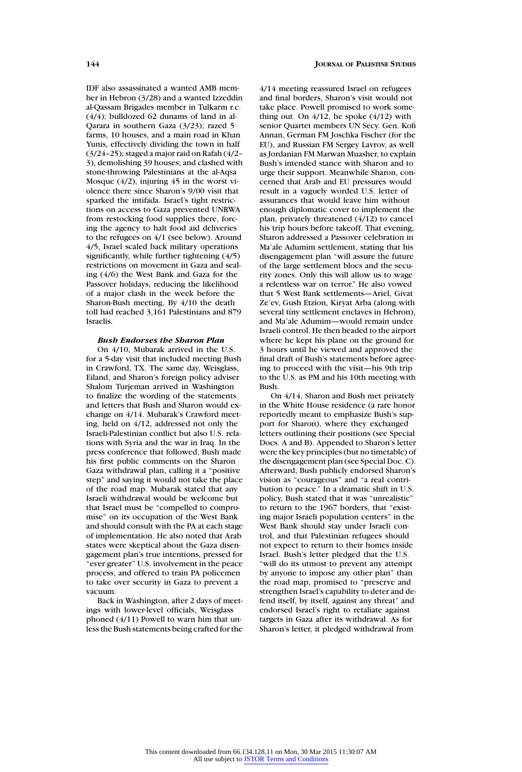IDF also assassinated a wanted AMB member in Hebron (3/28) and a wanted Izzeddin al-Qassam Brigades member in Tulkarm r.c. (4/4); bulldozed 62 dunams of land in al-Qarara in southern Gaza (3/23); razed 5 farms, 10 houses, and a main road in Khan Yunis, effectively dividing the town in half (3/24–25); staged a major raid on Rafah (4/2–3), demolishing 39 houses; and clashed with stone-throwing Palestinians at the al-Aqsa Mosque (4/2), injuring 45 in the worst violence there since Sharon's 9/00 visit that sparked the intifada. Israel's tight restrictions on access to Gaza prevented UNRWA from restocking food supplies there, forcing the agency to halt food aid deliveries to the refugees on 4/1 (see below). Around 4/5, Israel scaled back military operations significantly, while further tightening (4/5) restrictions on movement in Gaza and sealing (4/6) the West Bank and Gaza for the Passover holidays, reducing the likelihood of a major clash in the week before the Sharon-Bush meeting. By 4/10 the death toll had reached 3,161 Palestinians and 879 Israelis.

***Bush Endorses the Sharon Plan***

On 4/10, Mubarak arrived in the U.S. for a 5-day visit that included meeting Bush in Crawford, TX. The same day, Weisglass, Eiland, and Sharon's foreign policy adviser Shalom Turjeman arrived in Washington to finalize the wording of the statements and letters that Bush and Sharon would exchange on 4/14. Mubarak's Crawford meeting, held on 4/12, addressed not only the Israeli-Palestinian conflict but also U.S. relations with Syria and the war in Iraq. In the press conference that followed, Bush made his first public comments on the Sharon Gaza withdrawal plan, calling it a "positive step" and saying it would not take the place of the road map. Mubarak stated that any Israeli withdrawal would be welcome but that Israel must be "compelled to compromise" on its occupation of the West Bank and should consult with the PA at each stage of implementation. He also noted that Arab states were skeptical about the Gaza disengagement plan's true intentions, pressed for "ever greater" U.S. involvement in the peace process, and offered to train PA policemen to take over security in Gaza to prevent a vacuum.

Back in Washington, after 2 days of meetings with lower-level officials, Weisglass phoned (4/11) Powell to warn him that unless the Bush statements being crafted for the 4/14 meeting reassured Israel on refugees and final borders, Sharon's visit would not take place. Powell promised to work something out. On 4/12, he spoke (4/12) with senior Quartet members UN Secy. Gen. Kofi Annan, German FM Joschka Fischer (for the EU), and Russian FM Sergey Lavrov, as well as Jordanian FM Marwan Muasher, to explain Bush's intended stance with Sharon and to urge their support. Meanwhile Sharon, concerned that Arab and EU pressures would result in a vaguely worded U.S. letter of assurances that would leave him without enough diplomatic cover to implement the plan, privately threatened (4/12) to cancel his trip hours before takeoff. That evening, Sharon addressed a Passover celebration in Ma'ale Adumim settlement, stating that his disengagement plan "will assure the future of the large settlement blocs and the security zones. Only this will allow us to wage a relentless war on terror." He also vowed that 5 West Bank settlements—Ariel, Givat Ze'ev, Gush Etzion, Kiryat Arba (along with several tiny settlement enclaves in Hebron), and Ma'ale Adumim—would remain under Israeli control. He then headed to the airport where he kept his plane on the ground for 3 hours until he viewed and approved the final draft of Bush's statements before agreeing to proceed with the visit—his 9th trip to the U.S. as PM and his 10th meeting with Bush.

On 4/14, Sharon and Bush met privately in the White House residence (a rare honor reportedly meant to emphasize Bush's support for Sharon), where they exchanged letters outlining their positions (see Special Docs. A and B). Appended to Sharon's letter were the key principles (but no timetable) of the disengagement plan (see Special Doc. C). Afterward, Bush publicly endorsed Sharon's vision as "courageous" and "a real contribution to peace." In a dramatic shift in U.S. policy, Bush stated that it was "unrealistic" to return to the 1967 borders, that "existing major Israeli population centers" in the West Bank should stay under Israeli control, and that Palestinian refugees should not expect to return to their homes inside Israel. Bush's letter pledged that the U.S. "will do its utmost to prevent any attempt by anyone to impose any other plan" than the road map, promised to "preserve and strengthen Israel's capability to deter and defend itself, by itself, against any threat" and endorsed Israel's right to retaliate against targets in Gaza after its withdrawal. As for Sharon's letter, it pledged withdrawal from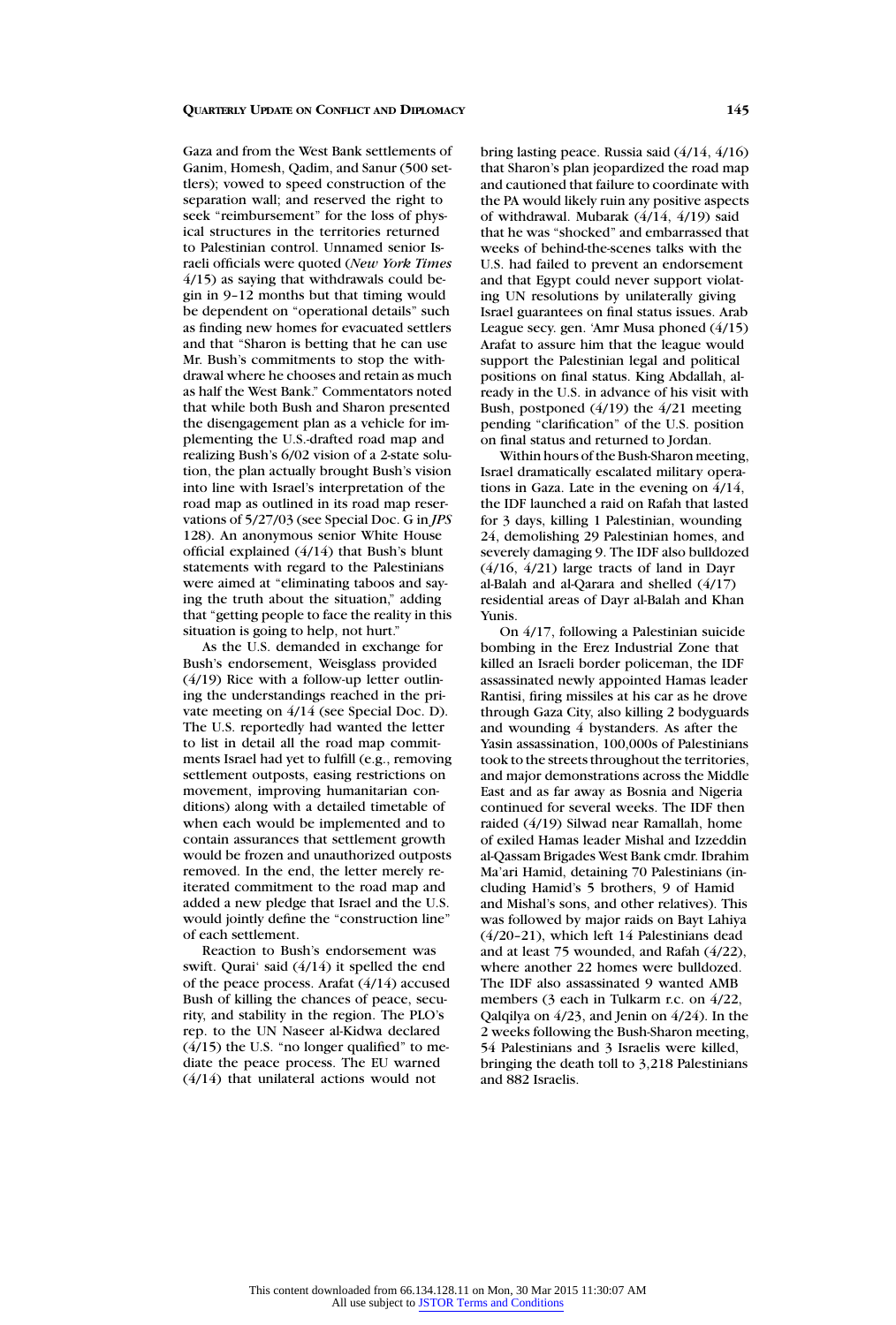Gaza and from the West Bank settlements of Ganim, Homesh, Qadim, and Sanur (500 settlers); vowed to speed construction of the separation wall; and reserved the right to seek "reimbursement" for the loss of physical structures in the territories returned to Palestinian control. Unnamed senior Israeli officials were quoted (*New York Times* 4/15) as saying that withdrawals could begin in 9–12 months but that timing would be dependent on "operational details" such as finding new homes for evacuated settlers and that "Sharon is betting that he can use Mr. Bush's commitments to stop the withdrawal where he chooses and retain as much as half the West Bank." Commentators noted that while both Bush and Sharon presented the disengagement plan as a vehicle for implementing the U.S.-drafted road map and realizing Bush's 6/02 vision of a 2-state solution, the plan actually brought Bush's vision into line with Israel's interpretation of the road map as outlined in its road map reservations of 5/27/03 (see Special Doc. G in *JPS* 128). An anonymous senior White House official explained (4/14) that Bush's blunt statements with regard to the Palestinians were aimed at "eliminating taboos and saying the truth about the situation," adding that "getting people to face the reality in this situation is going to help, not hurt."

As the U.S. demanded in exchange for Bush's endorsement, Weisglass provided (4/19) Rice with a follow-up letter outlining the understandings reached in the private meeting on 4/14 (see Special Doc. D). The U.S. reportedly had wanted the letter to list in detail all the road map commitments Israel had yet to fulfill (e.g., removing settlement outposts, easing restrictions on movement, improving humanitarian conditions) along with a detailed timetable of when each would be implemented and to contain assurances that settlement growth would be frozen and unauthorized outposts removed. In the end, the letter merely reiterated commitment to the road map and added a new pledge that Israel and the U.S. would jointly define the "construction line" of each settlement.

Reaction to Bush's endorsement was swift. Qurai' said (4/14) it spelled the end of the peace process. Arafat (4/14) accused Bush of killing the chances of peace, security, and stability in the region. The PLO's rep. to the UN Naseer al-Kidwa declared (4/15) the U.S. "no longer qualified" to mediate the peace process. The EU warned (4/14) that unilateral actions would not bring lasting peace. Russia said (4/14, 4/16) that Sharon's plan jeopardized the road map and cautioned that failure to coordinate with the PA would likely ruin any positive aspects of withdrawal. Mubarak (4/14, 4/19) said that he was "shocked" and embarrassed that weeks of behind-the-scenes talks with the U.S. had failed to prevent an endorsement and that Egypt could never support violating UN resolutions by unilaterally giving Israel guarantees on final status issues. Arab League secy. gen. 'Amr Musa phoned (4/15) Arafat to assure him that the league would support the Palestinian legal and political positions on final status. King Abdallah, already in the U.S. in advance of his visit with Bush, postponed (4/19) the 4/21 meeting pending "clarification" of the U.S. position on final status and returned to Jordan.

Within hours of the Bush-Sharon meeting, Israel dramatically escalated military operations in Gaza. Late in the evening on 4/14, the IDF launched a raid on Rafah that lasted for 3 days, killing 1 Palestinian, wounding 24, demolishing 29 Palestinian homes, and severely damaging 9. The IDF also bulldozed (4/16, 4/21) large tracts of land in Dayr al-Balah and al-Qarara and shelled (4/17) residential areas of Dayr al-Balah and Khan Yunis.

On 4/17, following a Palestinian suicide bombing in the Erez Industrial Zone that killed an Israeli border policeman, the IDF assassinated newly appointed Hamas leader Rantisi, firing missiles at his car as he drove through Gaza City, also killing 2 bodyguards and wounding 4 bystanders. As after the Yasin assassination, 100,000s of Palestinians took to the streets throughout the territories, and major demonstrations across the Middle East and as far away as Bosnia and Nigeria continued for several weeks. The IDF then raided (4/19) Silwad near Ramallah, home of exiled Hamas leader Mishal and Izzeddin al-Qassam Brigades West Bank cmdr. Ibrahim Ma'ari Hamid, detaining 70 Palestinians (including Hamid's 5 brothers, 9 of Hamid and Mishal's sons, and other relatives). This was followed by major raids on Bayt Lahiya (4/20–21), which left 14 Palestinians dead and at least 75 wounded, and Rafah (4/22), where another 22 homes were bulldozed. The IDF also assassinated 9 wanted AMB members (3 each in Tulkarm r.c. on 4/22, Qalqilya on 4/23, and Jenin on 4/24). In the 2 weeks following the Bush-Sharon meeting, 54 Palestinians and 3 Israelis were killed, bringing the death toll to 3,218 Palestinians and 882 Israelis.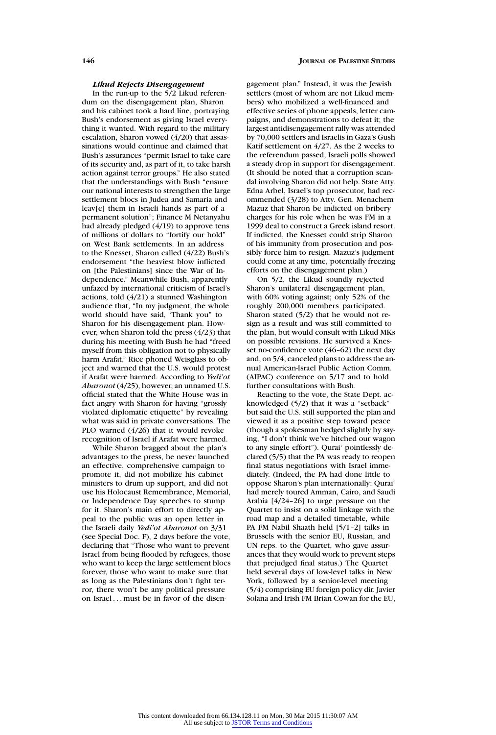### *Likud Rejects Disengagement*

In the run-up to the 5/2 Likud referendum on the disengagement plan, Sharon and his cabinet took a hard line, portraying Bush's endorsement as giving Israel everything it wanted. With regard to the military escalation, Sharon vowed (4/20) that assassinations would continue and claimed that Bush's assurances "permit Israel to take care of its security and, as part of it, to take harsh action against terror groups." He also stated that the understandings with Bush "ensure our national interests to strengthen the large settlement blocs in Judea and Samaria and leav[e] them in Israeli hands as part of a permanent solution"; Finance M Netanyahu had already pledged (4/19) to approve tens of millions of dollars to "fortify our hold" on West Bank settlements. In an address to the Knesset, Sharon called (4/22) Bush's endorsement "the heaviest blow inflicted on [the Palestinians] since the War of Independence." Meanwhile Bush, apparently unfazed by international criticism of Israel's actions, told (4/21) a stunned Washington audience that, "In my judgment, the whole world should have said, 'Thank you' to Sharon for his disengagement plan. However, when Sharon told the press (4/23) that during his meeting with Bush he had "freed myself from this obligation not to physically harm Arafat," Rice phoned Weisglass to object and warned that the U.S. would protest if Arafat were harmed. According to *Yedi'ot Aharonot* (4/25), however, an unnamed U.S. official stated that the White House was in fact angry with Sharon for having "grossly violated diplomatic etiquette" by revealing what was said in private conversations. The PLO warned (4/26) that it would revoke recognition of Israel if Arafat were harmed.

While Sharon bragged about the plan's advantages to the press, he never launched an effective, comprehensive campaign to promote it, did not mobilize his cabinet ministers to drum up support, and did not use his Holocaust Remembrance, Memorial, or Independence Day speeches to stump for it. Sharon's main effort to directly appeal to the public was an open letter in the Israeli daily *Yedi'ot Aharonot* on 3/31 (see Special Doc. F), 2 days before the vote, declaring that "Those who want to prevent Israel from being flooded by refugees, those who want to keep the large settlement blocs forever, those who want to make sure that as long as the Palestinians don't fight terror, there won't be any political pressure on Israel . . . must be in favor of the disengagement plan." Instead, it was the Jewish settlers (most of whom are not Likud members) who mobilized a well-financed and effective series of phone appeals, letter campaigns, and demonstrations to defeat it; the largest antidisengagement rally was attended by 70,000 settlers and Israelis in Gaza's Gush Katif settlement on 4/27. As the 2 weeks to the referendum passed, Israeli polls showed a steady drop in support for disengagement. (It should be noted that a corruption scandal involving Sharon did not help. State Atty. Edna Arbel, Israel's top prosecutor, had recommended (3/28) to Atty. Gen. Menachem Mazuz that Sharon be indicted on bribery charges for his role when he was FM in a 1999 deal to construct a Greek island resort. If indicted, the Knesset could strip Sharon of his immunity from prosecution and possibly force him to resign. Mazuz's judgment could come at any time, potentially freezing efforts on the disengagement plan.)

On 5/2, the Likud soundly rejected Sharon's unilateral disengagement plan, with 60% voting against; only 52% of the roughly 200,000 members participated. Sharon stated (5/2) that he would not resign as a result and was still committed to the plan, but would consult with Likud MKs on possible revisions. He survived a Knesset no-confidence vote (46–62) the next day and, on 5/4, canceled plans to address the annual American-Israel Public Action Comm. (AIPAC) conference on 5/17 and to hold further consultations with Bush.

Reacting to the vote, the State Dept. acknowledged (5/2) that it was a "setback" but said the U.S. still supported the plan and viewed it as a positive step toward peace (though a spokesman hedged slightly by saying, "I don't think we've hitched our wagon to any single effort"). Qurai' pointlessly declared (5/5) that the PA was ready to reopen final status negotiations with Israel immediately. (Indeed, the PA had done little to oppose Sharon's plan internationally: Qurai' had merely toured Amman, Cairo, and Saudi Arabia [4/24–26] to urge pressure on the Quartet to insist on a solid linkage with the road map and a detailed timetable, while PA FM Nabil Shaath held [5/1–2] talks in Brussels with the senior EU, Russian, and UN reps. to the Quartet, who gave assurances that they would work to prevent steps that prejudged final status.) The Quartet held several days of low-level talks in New York, followed by a senior-level meeting (5/4) comprising EU foreign policy dir. Javier Solana and Irish FM Brian Cowan for the EU,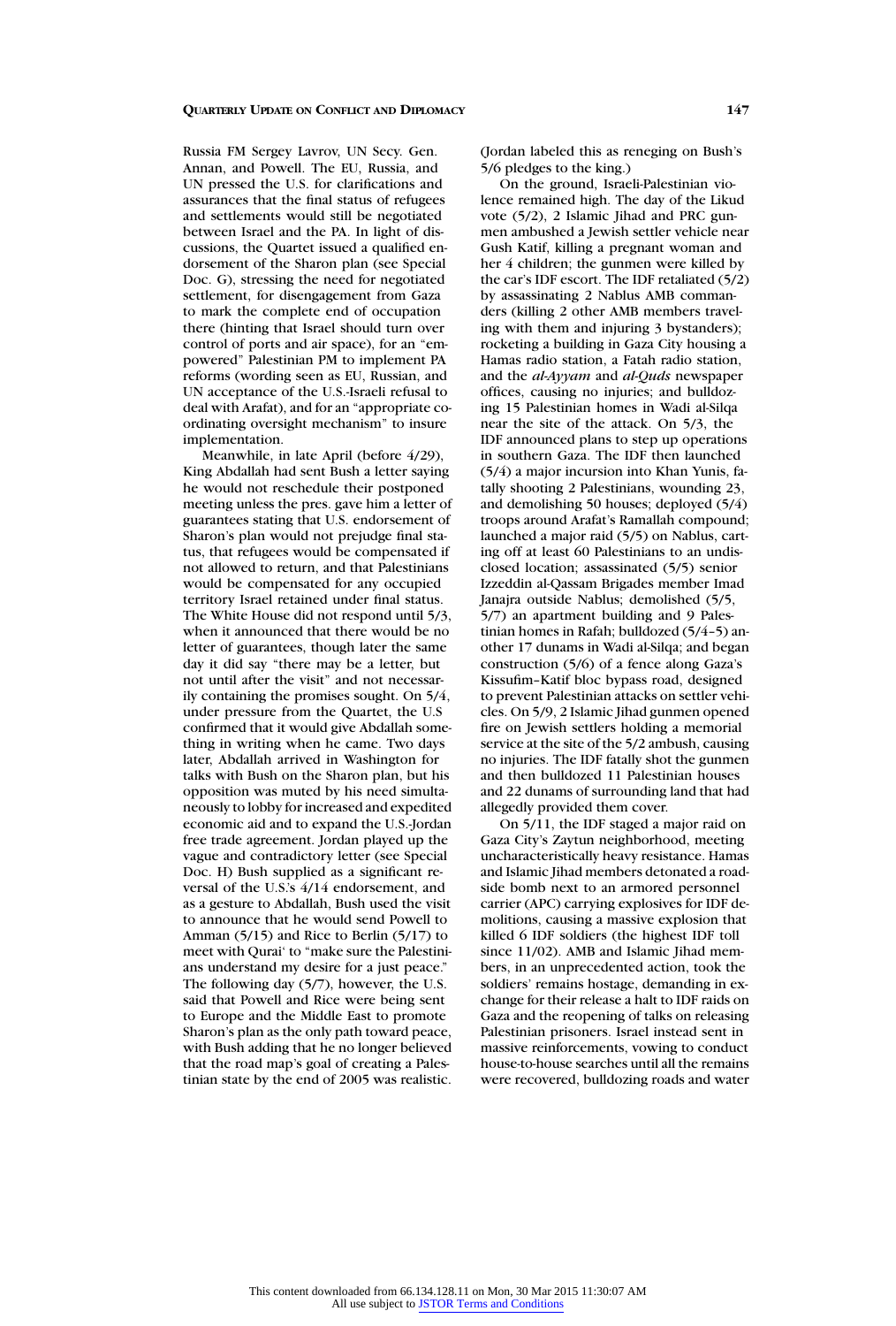Russia FM Sergey Lavrov, UN Secy. Gen. Annan, and Powell. The EU, Russia, and UN pressed the U.S. for clarifications and assurances that the final status of refugees and settlements would still be negotiated between Israel and the PA. In light of discussions, the Quartet issued a qualified endorsement of the Sharon plan (see Special Doc. G), stressing the need for negotiated settlement, for disengagement from Gaza to mark the complete end of occupation there (hinting that Israel should turn over control of ports and air space), for an "empowered" Palestinian PM to implement PA reforms (wording seen as EU, Russian, and UN acceptance of the U.S.-Israeli refusal to deal with Arafat), and for an "appropriate coordinating oversight mechanism" to insure implementation.

Meanwhile, in late April (before 4/29), King Abdallah had sent Bush a letter saying he would not reschedule their postponed meeting unless the pres. gave him a letter of guarantees stating that U.S. endorsement of Sharon's plan would not prejudge final status, that refugees would be compensated if not allowed to return, and that Palestinians would be compensated for any occupied territory Israel retained under final status. The White House did not respond until 5/3, when it announced that there would be no letter of guarantees, though later the same day it did say "there may be a letter, but not until after the visit" and not necessarily containing the promises sought. On 5/4, under pressure from the Quartet, the U.S confirmed that it would give Abdallah something in writing when he came. Two days later, Abdallah arrived in Washington for talks with Bush on the Sharon plan, but his opposition was muted by his need simultaneously to lobby for increased and expedited economic aid and to expand the U.S.-Jordan free trade agreement. Jordan played up the vague and contradictory letter (see Special Doc. H) Bush supplied as a significant reversal of the U.S.'s 4/14 endorsement, and as a gesture to Abdallah, Bush used the visit to announce that he would send Powell to Amman (5/15) and Rice to Berlin (5/17) to meet with Qurai' to "make sure the Palestinians understand my desire for a just peace." The following day (5/7), however, the U.S. said that Powell and Rice were being sent to Europe and the Middle East to promote Sharon's plan as the only path toward peace, with Bush adding that he no longer believed that the road map's goal of creating a Palestinian state by the end of 2005 was realistic. (Jordan labeled this as reneging on Bush's 5/6 pledges to the king.)

On the ground, Israeli-Palestinian violence remained high. The day of the Likud vote (5/2), 2 Islamic Jihad and PRC gunmen ambushed a Jewish settler vehicle near Gush Katif, killing a pregnant woman and her 4 children; the gunmen were killed by the car's IDF escort. The IDF retaliated (5/2) by assassinating 2 Nablus AMB commanders (killing 2 other AMB members traveling with them and injuring 3 bystanders); rocketing a building in Gaza City housing a Hamas radio station, a Fatah radio station, and the *al-Ayyam* and *al-Quds* newspaper offices, causing no injuries; and bulldozing 15 Palestinian homes in Wadi al-Silqa near the site of the attack. On 5/3, the IDF announced plans to step up operations in southern Gaza. The IDF then launched (5/4) a major incursion into Khan Yunis, fatally shooting 2 Palestinians, wounding 23, and demolishing 50 houses; deployed (5/4) troops around Arafat's Ramallah compound; launched a major raid (5/5) on Nablus, carting off at least 60 Palestinians to an undisclosed location; assassinated (5/5) senior Izzeddin al-Qassam Brigades member Imad Janajra outside Nablus; demolished (5/5, 5/7) an apartment building and 9 Palestinian homes in Rafah; bulldozed (5/4–5) another 17 dunams in Wadi al-Silqa; and began construction (5/6) of a fence along Gaza's Kissufim–Katif bloc bypass road, designed to prevent Palestinian attacks on settler vehicles. On 5/9, 2 Islamic Jihad gunmen opened fire on Jewish settlers holding a memorial service at the site of the 5/2 ambush, causing no injuries. The IDF fatally shot the gunmen and then bulldozed 11 Palestinian houses and 22 dunams of surrounding land that had allegedly provided them cover.

On 5/11, the IDF staged a major raid on Gaza City's Zaytun neighborhood, meeting uncharacteristically heavy resistance. Hamas and Islamic Jihad members detonated a roadside bomb next to an armored personnel carrier (APC) carrying explosives for IDF demolitions, causing a massive explosion that killed 6 IDF soldiers (the highest IDF toll since 11/02). AMB and Islamic Jihad members, in an unprecedented action, took the soldiers' remains hostage, demanding in exchange for their release a halt to IDF raids on Gaza and the reopening of talks on releasing Palestinian prisoners. Israel instead sent in massive reinforcements, vowing to conduct house-to-house searches until all the remains were recovered, bulldozing roads and water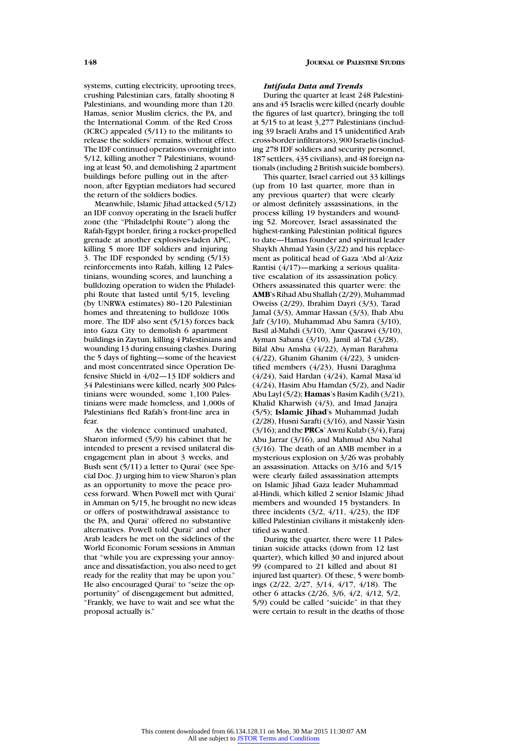systems, cutting electricity, uprooting trees, crushing Palestinian cars, fatally shooting 8 Palestinians, and wounding more than 120. Hamas, senior Muslim clerics, the PA, and the International Comm. of the Red Cross (ICRC) appealed (5/11) to the militants to release the soldiers' remains, without effect. The IDF continued operations overnight into 5/12, killing another 7 Palestinians, wounding at least 50, and demolishing 2 apartment buildings before pulling out in the afternoon, after Egyptian mediators had secured the return of the soldiers bodies.

Meanwhile, Islamic Jihad attacked (5/12) an IDF convoy operating in the Israeli buffer zone (the "Philadelphi Route") along the Rafah-Egypt border, firing a rocket-propelled grenade at another explosives-laden APC, killing 5 more IDF soldiers and injuring 3. The IDF responded by sending (5/13) reinforcements into Rafah, killing 12 Palestinians, wounding scores, and launching a bulldozing operation to widen the Philadelphi Route that lasted until 5/15, leveling (by UNRWA estimates) 80–120 Palestinian homes and threatening to bulldoze 100s more. The IDF also sent (5/13) forces back into Gaza City to demolish 6 apartment buildings in Zaytun, killing 4 Palestinians and wounding 13 during ensuing clashes. During the 5 days of fighting—some of the heaviest and most concentrated since Operation Defensive Shield in 4/02—13 IDF soldiers and 34 Palestinians were killed, nearly 300 Palestinians were wounded, some 1,100 Palestinians were made homeless, and 1,000s of Palestinians fled Rafah's front-line area in fear.

As the violence continued unabated, Sharon informed (5/9) his cabinet that he intended to present a revised unilateral disengagement plan in about 3 weeks, and Bush sent (5/11) a letter to Qurai' (see Special Doc. J) urging him to view Sharon's plan as an opportunity to move the peace process forward. When Powell met with Qurai' in Amman on 5/15, he brought no new ideas or offers of postwithdrawal assistance to the PA, and Qurai' offered no substantive alternatives. Powell told Qurai' and other Arab leaders he met on the sidelines of the World Economic Forum sessions in Amman that "while you are expressing your annoyance and dissatisfaction, you also need to get ready for the reality that may be upon you." He also encouraged Qurai' to "seize the opportunity" of disengagement but admitted, "Frankly, we have to wait and see what the proposal actually is."

### *Intifada Data and Trends*

During the quarter at least 248 Palestinians and 45 Israelis were killed (nearly double the figures of last quarter), bringing the toll at 5/15 to at least 3,277 Palestinians (including 39 Israeli Arabs and 15 unidentified Arab cross-border infiltrators), 900 Israelis (including 278 IDF soldiers and security personnel, 187 settlers, 435 civilians), and 48 foreign nationals (including 2 British suicide bombers).

This quarter, Israel carried out 33 killings (up from 10 last quarter, more than in any previous quarter) that were clearly or almost definitely assassinations, in the process killing 19 bystanders and wounding 52. Moreover, Israel assassinated the highest-ranking Palestinian political figures to date—Hamas founder and spiritual leader Shaykh Ahmad Yasin (3/22) and his replacement as political head of Gaza 'Abd al-'Aziz Rantisi (4/17)—marking a serious qualitative escalation of its assassination policy. Others assassinated this quarter were: the **AMB**'s Rihad Abu Shallah (2/29), Muhammad Oweiss (2/29), Ibrahim Dayri (3/3), Tarad Jamal (3/3), Ammar Hassan (3/3), Ihab Abu Jafr (3/10), Muhammad Abu Samra (3/10), Basil al-Mahdi (3/10), 'Amr Qasrawi (3/10), Ayman Sabana (3/10), Jamil al-Tal (3/28), Bilal Abu Amsha (4/22), Ayman Barahma (4/22), Ghanim Ghanim (4/22), 3 unidentified members (4/23), Husni Daraghma (4/24), Said Hardan (4/24), Kamal Masa'id (4/24), Hasim Abu Hamdan (5/2), and Nadir Abu Layl (5/2); **Hamas**'s Basim Kadih (3/21), Khalid Kharwish (4/3), and Imad Janajra (5/5); **Islamic Jihad**'s Muhammad Judah (2/28), Husni Sarafti (3/16), and Nassir Yasin (3/16); and the **PRCs**' Awni Kulab (3/4), Faraj Abu Jarrar (3/16), and Mahmud Abu Nahal (3/16). The death of an AMB member in a mysterious explosion on 3/26 was probably an assassination. Attacks on 3/16 and 5/15 were clearly failed assassination attempts on Islamic Jihad Gaza leader Muhammad al-Hindi, which killed 2 senior Islamic Jihad members and wounded 15 bystanders. In three incidents (3/2, 4/11, 4/23), the IDF killed Palestinian civilians it mistakenly identified as wanted.

During the quarter, there were 11 Palestinian suicide attacks (down from 12 last quarter), which killed 30 and injured about 99 (compared to 21 killed and about 81 injured last quarter). Of these, 5 were bombings (2/22, 2/27, 3/14, 4/17, 4/18). The other 6 attacks (2/26, 3/6, 4/2, 4/12, 5/2, 5/9) could be called "suicide" in that they were certain to result in the deaths of those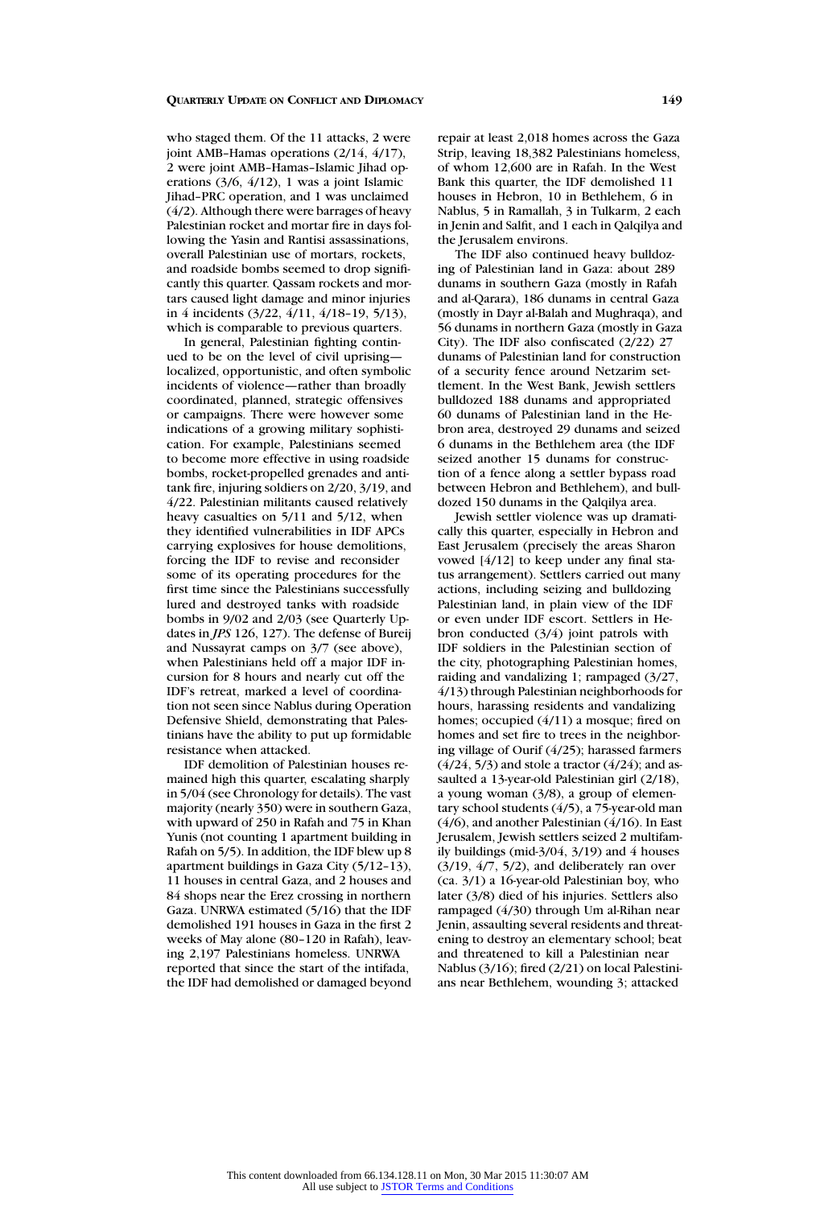who staged them. Of the 11 attacks, 2 were joint AMB–Hamas operations (2/14, 4/17), 2 were joint AMB–Hamas–Islamic Jihad operations (3/6, 4/12), 1 was a joint Islamic Jihad–PRC operation, and 1 was unclaimed (4/2). Although there were barrages of heavy Palestinian rocket and mortar fire in days following the Yasin and Rantisi assassinations, overall Palestinian use of mortars, rockets, and roadside bombs seemed to drop significantly this quarter. Qassam rockets and mortars caused light damage and minor injuries in 4 incidents (3/22, 4/11, 4/18–19, 5/13), which is comparable to previous quarters.

In general, Palestinian fighting continued to be on the level of civil uprising—localized, opportunistic, and often symbolic incidents of violence—rather than broadly coordinated, planned, strategic offensives or campaigns. There were however some indications of a growing military sophistication. For example, Palestinians seemed to become more effective in using roadside bombs, rocket-propelled grenades and antitank fire, injuring soldiers on 2/20, 3/19, and 4/22. Palestinian militants caused relatively heavy casualties on 5/11 and 5/12, when they identified vulnerabilities in IDF APCs carrying explosives for house demolitions, forcing the IDF to revise and reconsider some of its operating procedures for the first time since the Palestinians successfully lured and destroyed tanks with roadside bombs in 9/02 and 2/03 (see Quarterly Updates in *JPS* 126, 127). The defense of Bureij and Nussayrat camps on 3/7 (see above), when Palestinians held off a major IDF incursion for 8 hours and nearly cut off the IDF's retreat, marked a level of coordination not seen since Nablus during Operation Defensive Shield, demonstrating that Palestinians have the ability to put up formidable resistance when attacked.

IDF demolition of Palestinian houses remained high this quarter, escalating sharply in 5/04 (see Chronology for details). The vast majority (nearly 350) were in southern Gaza, with upward of 250 in Rafah and 75 in Khan Yunis (not counting 1 apartment building in Rafah on 5/5). In addition, the IDF blew up 8 apartment buildings in Gaza City (5/12–13), 11 houses in central Gaza, and 2 houses and 84 shops near the Erez crossing in northern Gaza. UNRWA estimated (5/16) that the IDF demolished 191 houses in Gaza in the first 2 weeks of May alone (80–120 in Rafah), leaving 2,197 Palestinians homeless. UNRWA reported that since the start of the intifada, the IDF had demolished or damaged beyond repair at least 2,018 homes across the Gaza Strip, leaving 18,382 Palestinians homeless, of whom 12,600 are in Rafah. In the West Bank this quarter, the IDF demolished 11 houses in Hebron, 10 in Bethlehem, 6 in Nablus, 5 in Ramallah, 3 in Tulkarm, 2 each in Jenin and Salfit, and 1 each in Qalqilya and the Jerusalem environs.

The IDF also continued heavy bulldozing of Palestinian land in Gaza: about 289 dunams in southern Gaza (mostly in Rafah and al-Qarara), 186 dunams in central Gaza (mostly in Dayr al-Balah and Mughraqa), and 56 dunams in northern Gaza (mostly in Gaza City). The IDF also confiscated (2/22) 27 dunams of Palestinian land for construction of a security fence around Netzarim settlement. In the West Bank, Jewish settlers bulldozed 188 dunams and appropriated 60 dunams of Palestinian land in the Hebron area, destroyed 29 dunams and seized 6 dunams in the Bethlehem area (the IDF seized another 15 dunams for construction of a fence along a settler bypass road between Hebron and Bethlehem), and bulldozed 150 dunams in the Qalqilya area.

Jewish settler violence was up dramatically this quarter, especially in Hebron and East Jerusalem (precisely the areas Sharon vowed [4/12] to keep under any final status arrangement). Settlers carried out many actions, including seizing and bulldozing Palestinian land, in plain view of the IDF or even under IDF escort. Settlers in Hebron conducted (3/4) joint patrols with IDF soldiers in the Palestinian section of the city, photographing Palestinian homes, raiding and vandalizing 1; rampaged (3/27, 4/13) through Palestinian neighborhoods for hours, harassing residents and vandalizing homes; occupied (4/11) a mosque; fired on homes and set fire to trees in the neighboring village of Ourif (4/25); harassed farmers (4/24, 5/3) and stole a tractor (4/24); and assaulted a 13-year-old Palestinian girl (2/18), a young woman (3/8), a group of elementary school students (4/5), a 75-year-old man (4/6), and another Palestinian (4/16). In East Jerusalem, Jewish settlers seized 2 multifamily buildings (mid-3/04, 3/19) and 4 houses (3/19, 4/7, 5/2), and deliberately ran over (ca. 3/1) a 16-year-old Palestinian boy, who later (3/8) died of his injuries. Settlers also rampaged (4/30) through Um al-Rihan near Jenin, assaulting several residents and threatening to destroy an elementary school; beat and threatened to kill a Palestinian near Nablus (3/16); fired (2/21) on local Palestinians near Bethlehem, wounding 3; attacked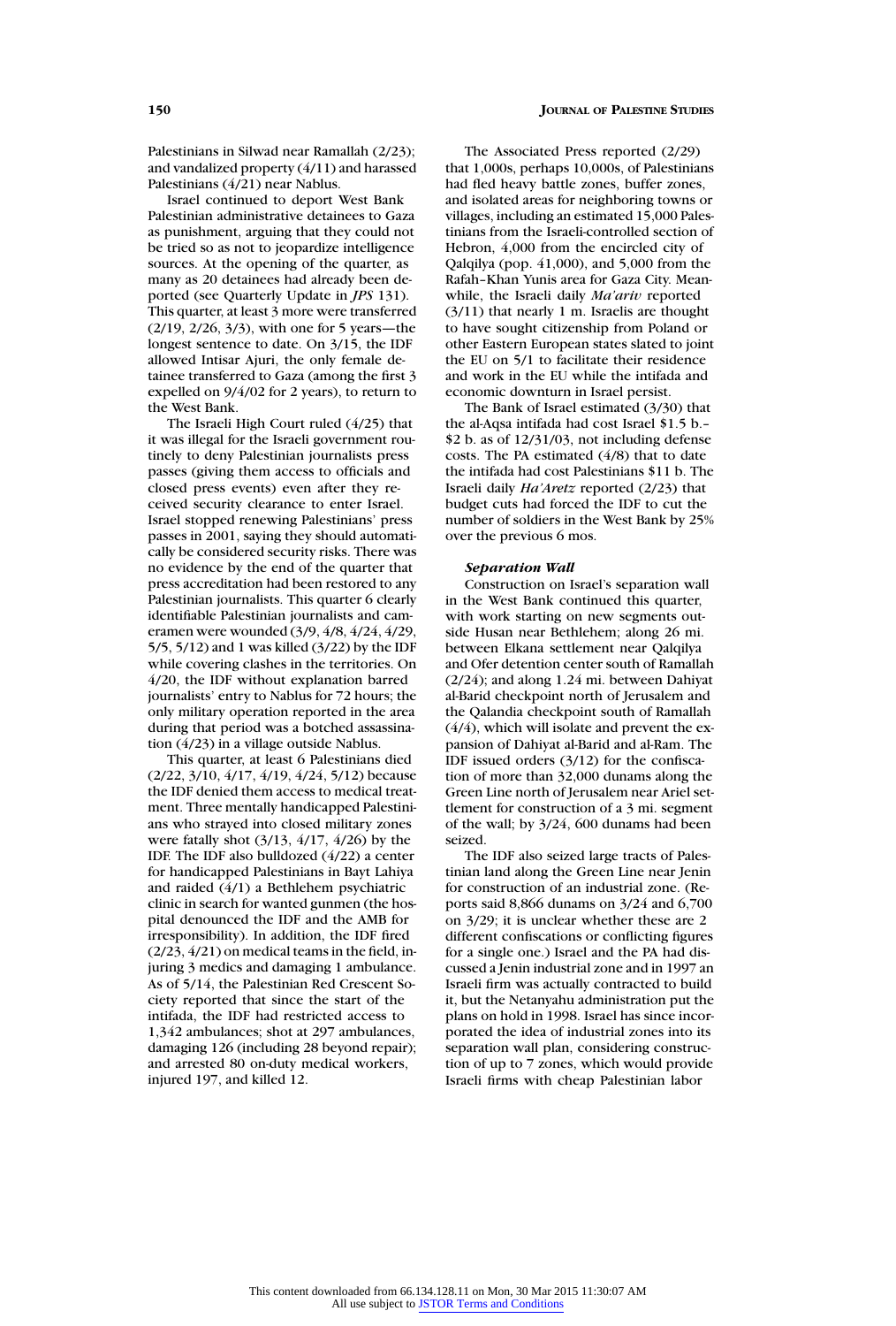Palestinians in Silwad near Ramallah (2/23); and vandalized property (4/11) and harassed Palestinians (4/21) near Nablus.

Israel continued to deport West Bank Palestinian administrative detainees to Gaza as punishment, arguing that they could not be tried so as not to jeopardize intelligence sources. At the opening of the quarter, as many as 20 detainees had already been deported (see Quarterly Update in *JPS* 131). This quarter, at least 3 more were transferred (2/19, 2/26, 3/3), with one for 5 years—the longest sentence to date. On 3/15, the IDF allowed Intisar Ajuri, the only female detainee transferred to Gaza (among the first 3 expelled on 9/4/02 for 2 years), to return to the West Bank.

The Israeli High Court ruled (4/25) that it was illegal for the Israeli government routinely to deny Palestinian journalists press passes (giving them access to officials and closed press events) even after they received security clearance to enter Israel. Israel stopped renewing Palestinians' press passes in 2001, saying they should automatically be considered security risks. There was no evidence by the end of the quarter that press accreditation had been restored to any Palestinian journalists. This quarter 6 clearly identifiable Palestinian journalists and cameramen were wounded (3/9, 4/8, 4/24, 4/29, 5/5, 5/12) and 1 was killed (3/22) by the IDF while covering clashes in the territories. On 4/20, the IDF without explanation barred journalists' entry to Nablus for 72 hours; the only military operation reported in the area during that period was a botched assassination (4/23) in a village outside Nablus.

This quarter, at least 6 Palestinians died (2/22, 3/10, 4/17, 4/19, 4/24, 5/12) because the IDF denied them access to medical treatment. Three mentally handicapped Palestinians who strayed into closed military zones were fatally shot (3/13, 4/17, 4/26) by the IDF. The IDF also bulldozed (4/22) a center for handicapped Palestinians in Bayt Lahiya and raided (4/1) a Bethlehem psychiatric clinic in search for wanted gunmen (the hospital denounced the IDF and the AMB for irresponsibility). In addition, the IDF fired (2/23, 4/21) on medical teams in the field, injuring 3 medics and damaging 1 ambulance. As of 5/14, the Palestinian Red Crescent Society reported that since the start of the intifada, the IDF had restricted access to 1,342 ambulances; shot at 297 ambulances, damaging 126 (including 28 beyond repair); and arrested 80 on-duty medical workers, injured 197, and killed 12.

The Associated Press reported (2/29) that 1,000s, perhaps 10,000s, of Palestinians had fled heavy battle zones, buffer zones, and isolated areas for neighboring towns or villages, including an estimated 15,000 Palestinians from the Israeli-controlled section of Hebron, 4,000 from the encircled city of Qalqilya (pop. 41,000), and 5,000 from the Rafah–Khan Yunis area for Gaza City. Meanwhile, the Israeli daily *Ma'ariv* reported (3/11) that nearly 1 m. Israelis are thought to have sought citizenship from Poland or other Eastern European states slated to joint the EU on 5/1 to facilitate their residence and work in the EU while the intifada and economic downturn in Israel persist.

The Bank of Israel estimated (3/30) that the al-Aqsa intifada had cost Israel \$1.5 b.–\$2 b. as of 12/31/03, not including defense costs. The PA estimated (4/8) that to date the intifada had cost Palestinians \$11 b. The Israeli daily *Ha'Aretz* reported (2/23) that budget cuts had forced the IDF to cut the number of soldiers in the West Bank by 25% over the previous 6 mos.

### *Separation Wall*

Construction on Israel's separation wall in the West Bank continued this quarter, with work starting on new segments outside Husan near Bethlehem; along 26 mi. between Elkana settlement near Qalqilya and Ofer detention center south of Ramallah (2/24); and along 1.24 mi. between Dahiyat al-Barid checkpoint north of Jerusalem and the Qalandia checkpoint south of Ramallah (4/4), which will isolate and prevent the expansion of Dahiyat al-Barid and al-Ram. The IDF issued orders (3/12) for the confiscation of more than 32,000 dunams along the Green Line north of Jerusalem near Ariel settlement for construction of a 3 mi. segment of the wall; by 3/24, 600 dunams had been seized.

The IDF also seized large tracts of Palestinian land along the Green Line near Jenin for construction of an industrial zone. (Reports said 8,866 dunams on 3/24 and 6,700 on 3/29; it is unclear whether these are 2 different confiscations or conflicting figures for a single one.) Israel and the PA had discussed a Jenin industrial zone and in 1997 an Israeli firm was actually contracted to build it, but the Netanyahu administration put the plans on hold in 1998. Israel has since incorporated the idea of industrial zones into its separation wall plan, considering construction of up to 7 zones, which would provide Israeli firms with cheap Palestinian labor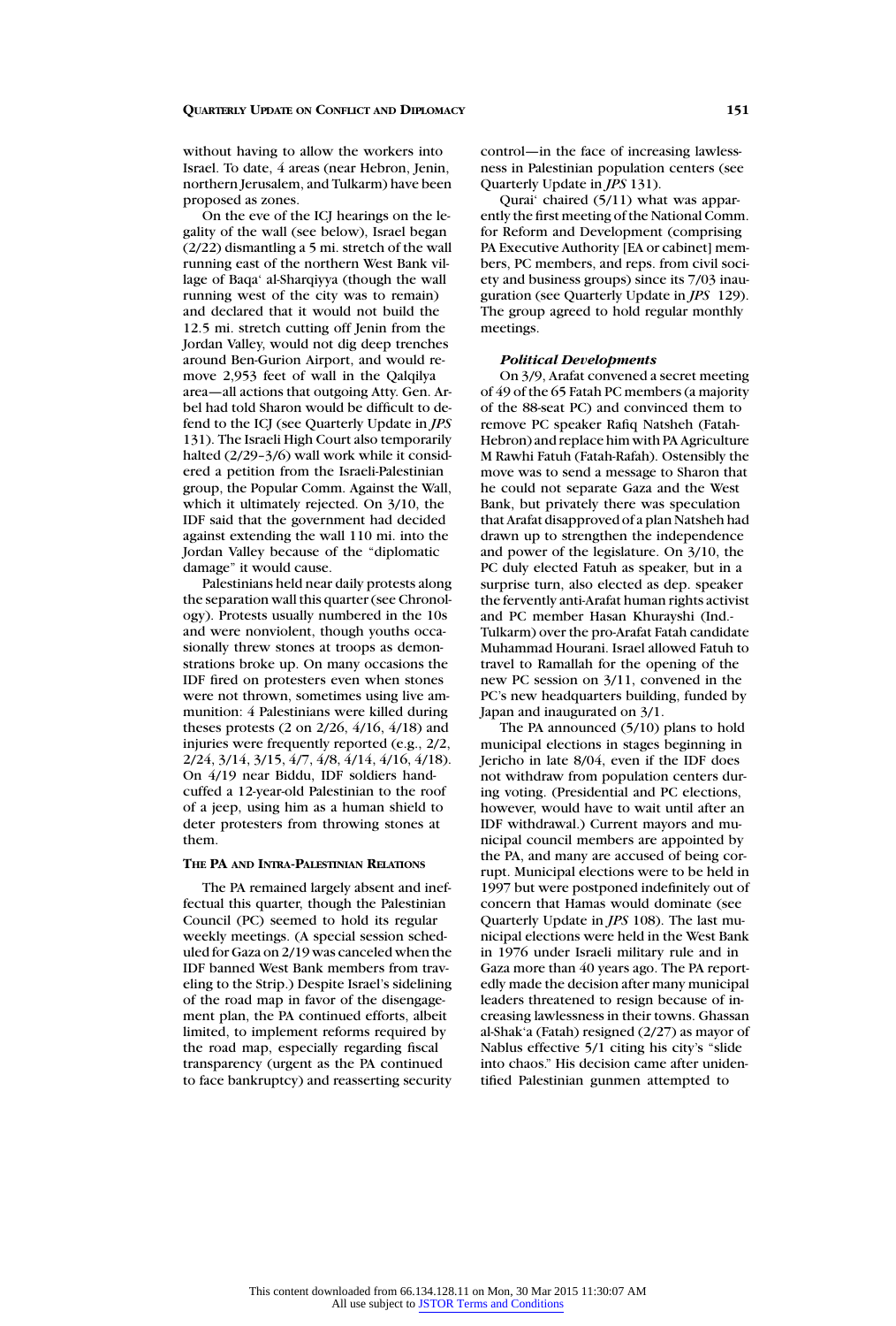without having to allow the workers into Israel. To date, 4 areas (near Hebron, Jenin, northern Jerusalem, and Tulkarm) have been proposed as zones.

On the eve of the ICJ hearings on the legality of the wall (see below), Israel began (2/22) dismantling a 5 mi. stretch of the wall running east of the northern West Bank village of Baqa' al-Sharqiyya (though the wall running west of the city was to remain) and declared that it would not build the 12.5 mi. stretch cutting off Jenin from the Jordan Valley, would not dig deep trenches around Ben-Gurion Airport, and would remove 2,953 feet of wall in the Qalqilya area—all actions that outgoing Atty. Gen. Arbel had told Sharon would be difficult to defend to the ICJ (see Quarterly Update in *JPS* 131). The Israeli High Court also temporarily halted (2/29–3/6) wall work while it considered a petition from the Israeli-Palestinian group, the Popular Comm. Against the Wall, which it ultimately rejected. On 3/10, the IDF said that the government had decided against extending the wall 110 mi. into the Jordan Valley because of the "diplomatic damage" it would cause.

Palestinians held near daily protests along the separation wall this quarter (see Chronology). Protests usually numbered in the 10s and were nonviolent, though youths occasionally threw stones at troops as demonstrations broke up. On many occasions the IDF fired on protesters even when stones were not thrown, sometimes using live ammunition: 4 Palestinians were killed during theses protests (2 on 2/26, 4/16, 4/18) and injuries were frequently reported (e.g., 2/2, 2/24, 3/14, 3/15, 4/7, 4/8, 4/14, 4/16, 4/18). On 4/19 near Biddu, IDF soldiers handcuffed a 12-year-old Palestinian to the roof of a jeep, using him as a human shield to deter protesters from throwing stones at them.

## THE PA AND INTRA-PALESTINIAN RELATIONS

The PA remained largely absent and ineffectual this quarter, though the Palestinian Council (PC) seemed to hold its regular weekly meetings. (A special session scheduled for Gaza on 2/19 was canceled when the IDF banned West Bank members from traveling to the Strip.) Despite Israel's sidelining of the road map in favor of the disengagement plan, the PA continued efforts, albeit limited, to implement reforms required by the road map, especially regarding fiscal transparency (urgent as the PA continued to face bankruptcy) and reasserting security control—in the face of increasing lawlessness in Palestinian population centers (see Quarterly Update in *JPS* 131).

Qurai' chaired (5/11) what was apparently the first meeting of the National Comm. for Reform and Development (comprising PA Executive Authority [EA or cabinet] members, PC members, and reps. from civil society and business groups) since its 7/03 inauguration (see Quarterly Update in *JPS* 129). The group agreed to hold regular monthly meetings.

### *Political Developments*

On 3/9, Arafat convened a secret meeting of 49 of the 65 Fatah PC members (a majority of the 88-seat PC) and convinced them to remove PC speaker Rafiq Natsheh (Fatah-Hebron) and replace him with PA Agriculture M Rawhi Fatuh (Fatah-Rafah). Ostensibly the move was to send a message to Sharon that he could not separate Gaza and the West Bank, but privately there was speculation that Arafat disapproved of a plan Natsheh had drawn up to strengthen the independence and power of the legislature. On 3/10, the PC duly elected Fatuh as speaker, but in a surprise turn, also elected as dep. speaker the fervently anti-Arafat human rights activist and PC member Hasan Khurayshi (Ind.-Tulkarm) over the pro-Arafat Fatah candidate Muhammad Hourani. Israel allowed Fatuh to travel to Ramallah for the opening of the new PC session on 3/11, convened in the PC's new headquarters building, funded by Japan and inaugurated on 3/1.

The PA announced (5/10) plans to hold municipal elections in stages beginning in Jericho in late 8/04, even if the IDF does not withdraw from population centers during voting. (Presidential and PC elections, however, would have to wait until after an IDF withdrawal.) Current mayors and municipal council members are appointed by the PA, and many are accused of being corrupt. Municipal elections were to be held in 1997 but were postponed indefinitely out of concern that Hamas would dominate (see Quarterly Update in *JPS* 108). The last municipal elections were held in the West Bank in 1976 under Israeli military rule and in Gaza more than 40 years ago. The PA reportedly made the decision after many municipal leaders threatened to resign because of increasing lawlessness in their towns. Ghassan al-Shak'a (Fatah) resigned (2/27) as mayor of Nablus effective 5/1 citing his city's "slide into chaos." His decision came after unidentified Palestinian gunmen attempted to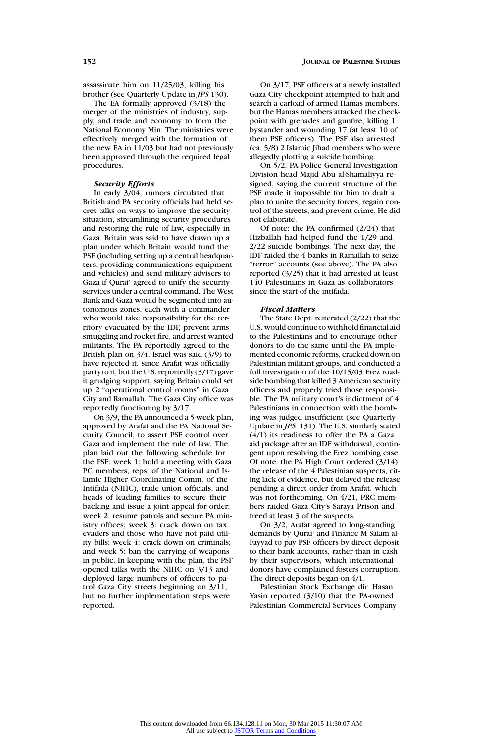assassinate him on 11/25/03, killing his brother (see Quarterly Update in *JPS* 130).

The EA formally approved (3/18) the merger of the ministries of industry, supply, and trade and economy to form the National Economy Min. The ministries were effectively merged with the formation of the new EA in 11/03 but had not previously been approved through the required legal procedures.

### *Security Efforts*

In early 3/04, rumors circulated that British and PA security officials had held secret talks on ways to improve the security situation, streamlining security procedures and restoring the rule of law, especially in Gaza. Britain was said to have drawn up a plan under which Britain would fund the PSF (including setting up a central headquarters, providing communications equipment and vehicles) and send military advisers to Gaza if Qurai' agreed to unify the security services under a central command. The West Bank and Gaza would be segmented into autonomous zones, each with a commander who would take responsibility for the territory evacuated by the IDF, prevent arms smuggling and rocket fire, and arrest wanted militants. The PA reportedly agreed to the British plan on 3/4. Israel was said (3/9) to have rejected it, since Arafat was officially party to it, but the U.S. reportedly (3/17) gave it grudging support, saying Britain could set up 2 "operational control rooms" in Gaza City and Ramallah. The Gaza City office was reportedly functioning by 3/17.

On 3/9, the PA announced a 5-week plan, approved by Arafat and the PA National Security Council, to assert PSF control over Gaza and implement the rule of law. The plan laid out the following schedule for the PSF: week 1: hold a meeting with Gaza PC members, reps. of the National and Islamic Higher Coordinating Comm. of the Intifada (NIHC), trade union officials, and heads of leading families to secure their backing and issue a joint appeal for order; week 2: resume patrols and secure PA ministry offices; week 3: crack down on tax evaders and those who have not paid utility bills; week 4: crack down on criminals; and week 5: ban the carrying of weapons in public. In keeping with the plan, the PSF opened talks with the NIHC on 3/13 and deployed large numbers of officers to patrol Gaza City streets beginning on 3/11, but no further implementation steps were reported.

On 3/17, PSF officers at a newly installed Gaza City checkpoint attempted to halt and search a carload of armed Hamas members, but the Hamas members attacked the checkpoint with grenades and gunfire, killing 1 bystander and wounding 17 (at least 10 of them PSF officers). The PSF also arrested (ca. 5/8) 2 Islamic Jihad members who were allegedly plotting a suicide bombing.

On 5/2, PA Police General Investigation Division head Majid Abu al-Shamaliyya resigned, saying the current structure of the PSF made it impossible for him to draft a plan to unite the security forces, regain control of the streets, and prevent crime. He did not elaborate.

Of note: the PA confirmed (2/24) that Hizballah had helped fund the 1/29 and 2/22 suicide bombings. The next day, the IDF raided the 4 banks in Ramallah to seize "terror" accounts (see above). The PA also reported (3/25) that it had arrested at least 140 Palestinians in Gaza as collaborators since the start of the intifada.

### *Fiscal Matters*

The State Dept. reiterated (2/22) that the U.S. would continue to withhold financial aid to the Palestinians and to encourage other donors to do the same until the PA implemented economic reforms, cracked down on Palestinian militant groups, and conducted a full investigation of the 10/15/03 Erez roadside bombing that killed 3 American security officers and properly tried those responsible. The PA military court's indictment of 4 Palestinians in connection with the bombing was judged insufficient (see Quarterly Update in *JPS* 131). The U.S. similarly stated (4/1) its readiness to offer the PA a Gaza aid package after an IDF withdrawal, contingent upon resolving the Erez bombing case. Of note: the PA High Court ordered (3/14) the release of the 4 Palestinian suspects, citing lack of evidence, but delayed the release pending a direct order from Arafat, which was not forthcoming. On 4/21, PRC members raided Gaza City's Saraya Prison and freed at least 3 of the suspects.

On 3/2, Arafat agreed to long-standing demands by Qurai' and Finance M Salam al-Fayyad to pay PSF officers by direct deposit to their bank accounts, rather than in cash by their supervisors, which international donors have complained fosters corruption. The direct deposits began on 4/1.

Palestinian Stock Exchange dir. Hasan Yasin reported (3/10) that the PA-owned Palestinian Commercial Services Company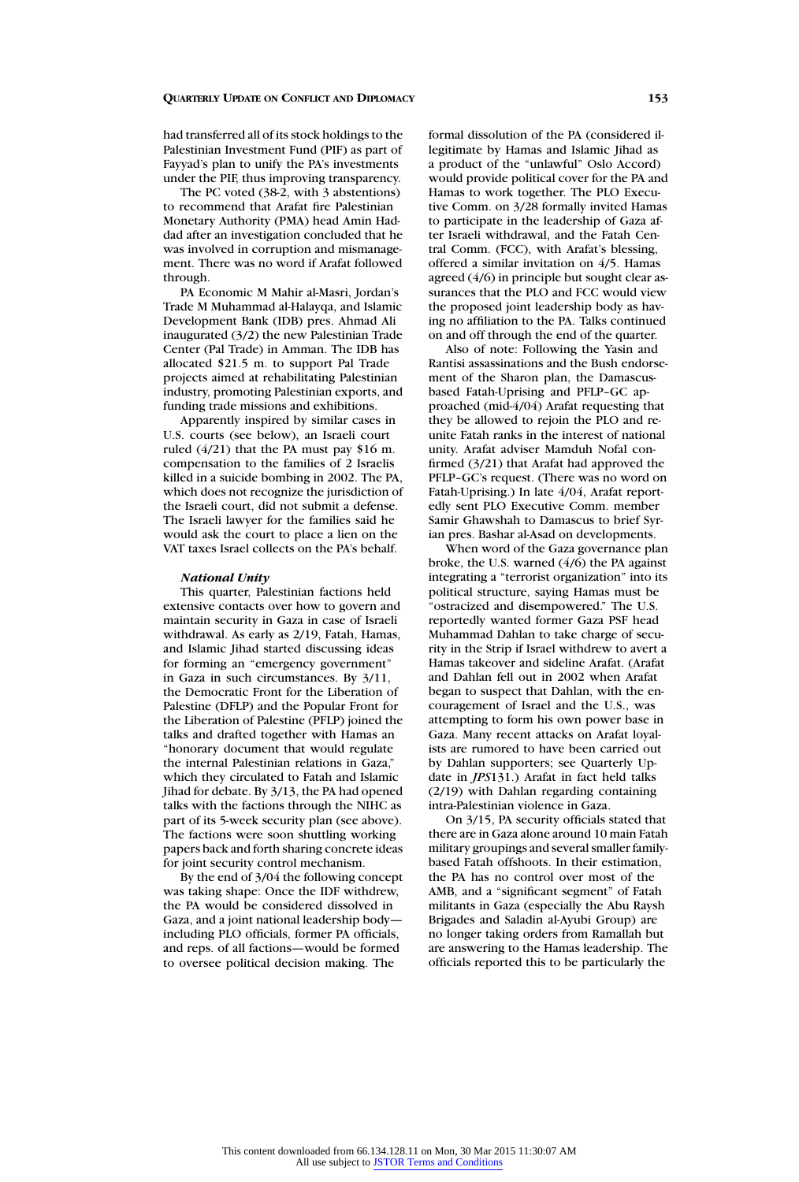had transferred all of its stock holdings to the Palestinian Investment Fund (PIF) as part of Fayyad's plan to unify the PA's investments under the PIF, thus improving transparency.

The PC voted (38-2, with 3 abstentions) to recommend that Arafat fire Palestinian Monetary Authority (PMA) head Amin Haddad after an investigation concluded that he was involved in corruption and mismanagement. There was no word if Arafat followed through.

PA Economic M Mahir al-Masri, Jordan's Trade M Muhammad al-Halayqa, and Islamic Development Bank (IDB) pres. Ahmad Ali inaugurated (3/2) the new Palestinian Trade Center (Pal Trade) in Amman. The IDB has allocated $21.5 m. to support Pal Trade projects aimed at rehabilitating Palestinian industry, promoting Palestinian exports, and funding trade missions and exhibitions.

Apparently inspired by similar cases in U.S. courts (see below), an Israeli court ruled (4/21) that the PA must pay $16 m. compensation to the families of 2 Israelis killed in a suicide bombing in 2002. The PA, which does not recognize the jurisdiction of the Israeli court, did not submit a defense. The Israeli lawyer for the families said he would ask the court to place a lien on the VAT taxes Israel collects on the PA's behalf.

***National Unity***

This quarter, Palestinian factions held extensive contacts over how to govern and maintain security in Gaza in case of Israeli withdrawal. As early as 2/19, Fatah, Hamas, and Islamic Jihad started discussing ideas for forming an "emergency government" in Gaza in such circumstances. By 3/11, the Democratic Front for the Liberation of Palestine (DFLP) and the Popular Front for the Liberation of Palestine (PFLP) joined the talks and drafted together with Hamas an "honorary document that would regulate the internal Palestinian relations in Gaza," which they circulated to Fatah and Islamic Jihad for debate. By 3/13, the PA had opened talks with the factions through the NIHC as part of its 5-week security plan (see above). The factions were soon shuttling working papers back and forth sharing concrete ideas for joint security control mechanism.

By the end of 3/04 the following concept was taking shape: Once the IDF withdrew, the PA would be considered dissolved in Gaza, and a joint national leadership body—including PLO officials, former PA officials, and reps. of all factions—would be formed to oversee political decision making. The formal dissolution of the PA (considered illegitimate by Hamas and Islamic Jihad as a product of the "unlawful" Oslo Accord) would provide political cover for the PA and Hamas to work together. The PLO Executive Comm. on 3/28 formally invited Hamas to participate in the leadership of Gaza after Israeli withdrawal, and the Fatah Central Comm. (FCC), with Arafat's blessing, offered a similar invitation on 4/5. Hamas agreed (4/6) in principle but sought clear assurances that the PLO and FCC would view the proposed joint leadership body as having no affiliation to the PA. Talks continued on and off through the end of the quarter.

Also of note: Following the Yasin and Rantisi assassinations and the Bush endorsement of the Sharon plan, the Damascus-based Fatah-Uprising and PFLP–GC approached (mid-4/04) Arafat requesting that they be allowed to rejoin the PLO and reunite Fatah ranks in the interest of national unity. Arafat adviser Mamduh Nofal confirmed (3/21) that Arafat had approved the PFLP–GC's request. (There was no word on Fatah-Uprising.) In late 4/04, Arafat reportedly sent PLO Executive Comm. member Samir Ghawshah to Damascus to brief Syrian pres. Bashar al-Asad on developments.

When word of the Gaza governance plan broke, the U.S. warned (4/6) the PA against integrating a "terrorist organization" into its political structure, saying Hamas must be "ostracized and disempowered." The U.S. reportedly wanted former Gaza PSF head Muhammad Dahlan to take charge of security in the Strip if Israel withdrew to avert a Hamas takeover and sideline Arafat. (Arafat and Dahlan fell out in 2002 when Arafat began to suspect that Dahlan, with the encouragement of Israel and the U.S., was attempting to form his own power base in Gaza. Many recent attacks on Arafat loyalists are rumored to have been carried out by Dahlan supporters; see Quarterly Update in *JPS*131.) Arafat in fact held talks (2/19) with Dahlan regarding containing intra-Palestinian violence in Gaza.

On 3/15, PA security officials stated that there are in Gaza alone around 10 main Fatah military groupings and several smaller family-based Fatah offshoots. In their estimation, the PA has no control over most of the AMB, and a "significant segment" of Fatah militants in Gaza (especially the Abu Raysh Brigades and Saladin al-Ayubi Group) are no longer taking orders from Ramallah but are answering to the Hamas leadership. The officials reported this to be particularly the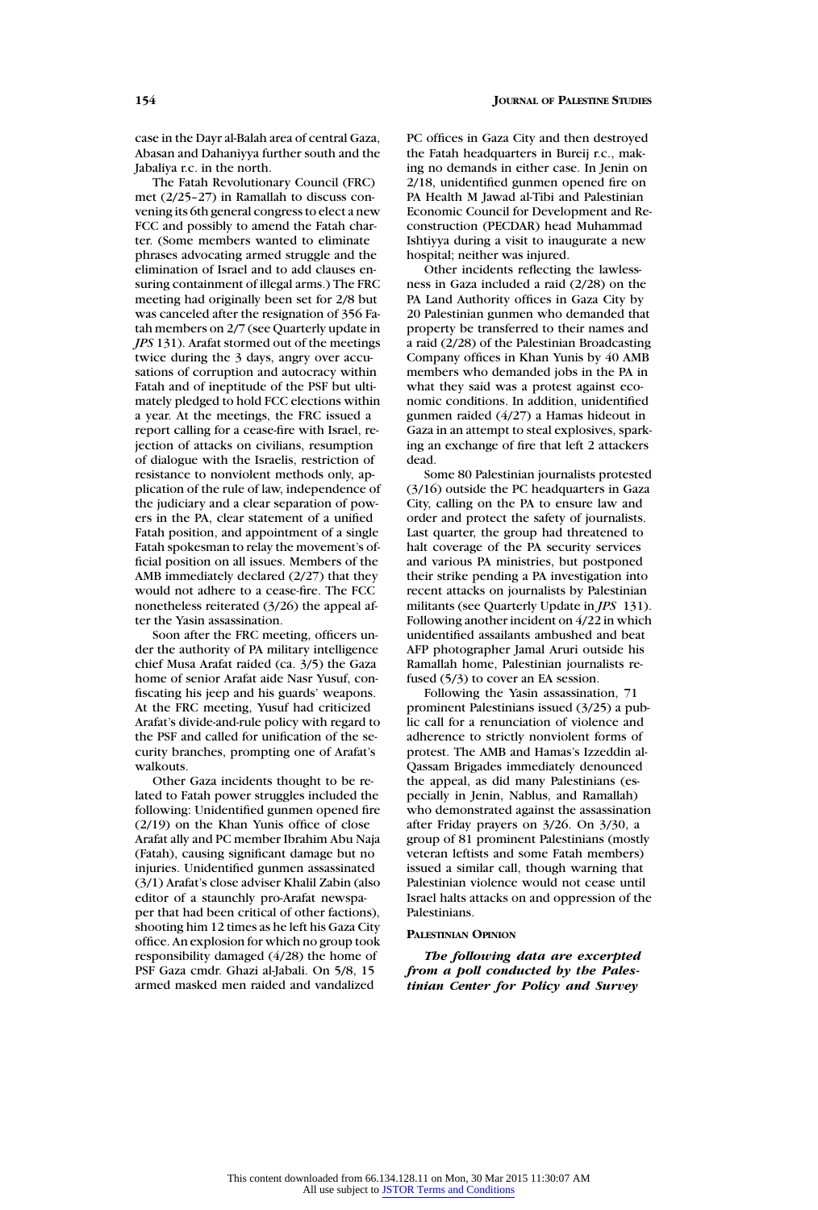case in the Dayr al-Balah area of central Gaza, Abasan and Dahaniyya further south and the Jabaliya r.c. in the north.

The Fatah Revolutionary Council (FRC) met (2/25–27) in Ramallah to discuss convening its 6th general congress to elect a new FCC and possibly to amend the Fatah charter. (Some members wanted to eliminate phrases advocating armed struggle and the elimination of Israel and to add clauses ensuring containment of illegal arms.) The FRC meeting had originally been set for 2/8 but was canceled after the resignation of 356 Fatah members on 2/7 (see Quarterly update in *JPS* 131). Arafat stormed out of the meetings twice during the 3 days, angry over accusations of corruption and autocracy within Fatah and of ineptitude of the PSF but ultimately pledged to hold FCC elections within a year. At the meetings, the FRC issued a report calling for a cease-fire with Israel, rejection of attacks on civilians, resumption of dialogue with the Israelis, restriction of resistance to nonviolent methods only, application of the rule of law, independence of the judiciary and a clear separation of powers in the PA, clear statement of a unified Fatah position, and appointment of a single Fatah spokesman to relay the movement's official position on all issues. Members of the AMB immediately declared (2/27) that they would not adhere to a cease-fire. The FCC nonetheless reiterated (3/26) the appeal after the Yasin assassination.

Soon after the FRC meeting, officers under the authority of PA military intelligence chief Musa Arafat raided (ca. 3/5) the Gaza home of senior Arafat aide Nasr Yusuf, confiscating his jeep and his guards' weapons. At the FRC meeting, Yusuf had criticized Arafat's divide-and-rule policy with regard to the PSF and called for unification of the security branches, prompting one of Arafat's walkouts.

Other Gaza incidents thought to be related to Fatah power struggles included the following: Unidentified gunmen opened fire (2/19) on the Khan Yunis office of close Arafat ally and PC member Ibrahim Abu Naja (Fatah), causing significant damage but no injuries. Unidentified gunmen assassinated (3/1) Arafat's close adviser Khalil Zabin (also editor of a staunchly pro-Arafat newspaper that had been critical of other factions), shooting him 12 times as he left his Gaza City office. An explosion for which no group took responsibility damaged (4/28) the home of PSF Gaza cmdr. Ghazi al-Jabali. On 5/8, 15 armed masked men raided and vandalized PC offices in Gaza City and then destroyed the Fatah headquarters in Bureij r.c., making no demands in either case. In Jenin on 2/18, unidentified gunmen opened fire on PA Health M Jawad al-Tibi and Palestinian Economic Council for Development and Reconstruction (PECDAR) head Muhammad Ishtiyya during a visit to inaugurate a new hospital; neither was injured.

Other incidents reflecting the lawlessness in Gaza included a raid (2/28) on the PA Land Authority offices in Gaza City by 20 Palestinian gunmen who demanded that property be transferred to their names and a raid (2/28) of the Palestinian Broadcasting Company offices in Khan Yunis by 40 AMB members who demanded jobs in the PA in what they said was a protest against economic conditions. In addition, unidentified gunmen raided (4/27) a Hamas hideout in Gaza in an attempt to steal explosives, sparking an exchange of fire that left 2 attackers dead.

Some 80 Palestinian journalists protested (3/16) outside the PC headquarters in Gaza City, calling on the PA to ensure law and order and protect the safety of journalists. Last quarter, the group had threatened to halt coverage of the PA security services and various PA ministries, but postponed their strike pending a PA investigation into recent attacks on journalists by Palestinian militants (see Quarterly Update in *JPS* 131). Following another incident on 4/22 in which unidentified assailants ambushed and beat AFP photographer Jamal Aruri outside his Ramallah home, Palestinian journalists refused (5/3) to cover an EA session.

Following the Yasin assassination, 71 prominent Palestinians issued (3/25) a public call for a renunciation of violence and adherence to strictly nonviolent forms of protest. The AMB and Hamas's Izzeddin al-Qassam Brigades immediately denounced the appeal, as did many Palestinians (especially in Jenin, Nablus, and Ramallah) who demonstrated against the assassination after Friday prayers on 3/26. On 3/30, a group of 81 prominent Palestinians (mostly veteran leftists and some Fatah members) issued a similar call, though warning that Palestinian violence would not cease until Israel halts attacks on and oppression of the Palestinians.

### Palestinian Opinion

***The following data are excerpted from a poll conducted by the Palestinian Center for Policy and Survey***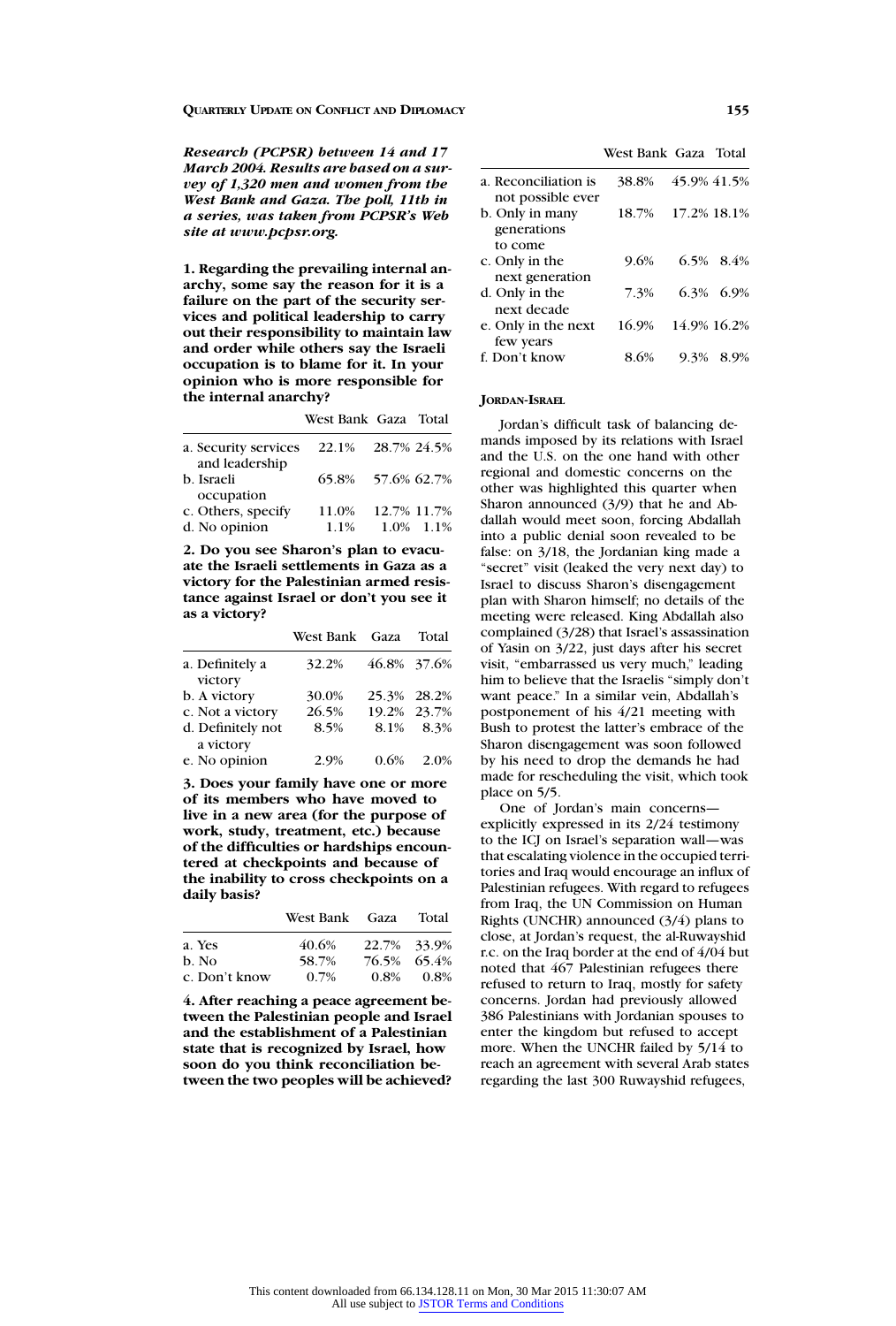***Research (PCPSR) between 14 and 17 March 2004. Results are based on a survey of 1,320 men and women from the West Bank and Gaza. The poll, 11th in a series, was taken from PCPSR's Web site at www.pcpsr.org.***

**1. Regarding the prevailing internal anarchy, some say the reason for it is a failure on the part of the security services and political leadership to carry out their responsibility to maintain law and order while others say the Israeli occupation is to blame for it. In your opinion who is more responsible for the internal anarchy?**

| | West Bank | Gaza | Total |
|---|---|---|---|
| a. Security services and leadership | 22.1% | 28.7% | 24.5% |
| b. Israeli occupation | 65.8% | 57.6% | 62.7% |
| c. Others, specify | 11.0% | 12.7% | 11.7% |
| d. No opinion | 1.1% | 1.0% | 1.1% |

**2. Do you see Sharon's plan to evacuate the Israeli settlements in Gaza as a victory for the Palestinian armed resistance against Israel or don't you see it as a victory?**

| | West Bank | Gaza | Total |
|---|---|---|---|
| a. Definitely a victory | 32.2% | 46.8% | 37.6% |
| b. A victory | 30.0% | 25.3% | 28.2% |
| c. Not a victory | 26.5% | 19.2% | 23.7% |
| d. Definitely not a victory | 8.5% | 8.1% | 8.3% |
| e. No opinion | 2.9% | 0.6% | 2.0% |

**3. Does your family have one or more of its members who have moved to live in a new area (for the purpose of work, study, treatment, etc.) because of the difficulties or hardships encountered at checkpoints and because of the inability to cross checkpoints on a daily basis?**

| | West Bank | Gaza | Total |
|---|---|---|---|
| a. Yes | 40.6% | 22.7% | 33.9% |
| b. No | 58.7% | 76.5% | 65.4% |
| c. Don't know | 0.7% | 0.8% | 0.8% |

**4. After reaching a peace agreement between the Palestinian people and Israel and the establishment of a Palestinian state that is recognized by Israel, how soon do you think reconciliation between the two peoples will be achieved?**

| | West Bank | Gaza | Total |
|---|---|---|---|
| a. Reconciliation is not possible ever | 38.8% | 45.9% | 41.5% |
| b. Only in many generations to come | 18.7% | 17.2% | 18.1% |
| c. Only in the next generation | 9.6% | 6.5% | 8.4% |
| d. Only in the next decade | 7.3% | 6.3% | 6.9% |
| e. Only in the next few years | 16.9% | 14.9% | 16.2% |
| f. Don't know | 8.6% | 9.3% | 8.9% |

### JORDAN-ISRAEL

Jordan's difficult task of balancing demands imposed by its relations with Israel and the U.S. on the one hand with other regional and domestic concerns on the other was highlighted this quarter when Sharon announced (3/9) that he and Abdallah would meet soon, forcing Abdallah into a public denial soon revealed to be false: on 3/18, the Jordanian king made a "secret" visit (leaked the very next day) to Israel to discuss Sharon's disengagement plan with Sharon himself; no details of the meeting were released. King Abdallah also complained (3/28) that Israel's assassination of Yasin on 3/22, just days after his secret visit, "embarrassed us very much," leading him to believe that the Israelis "simply don't want peace." In a similar vein, Abdallah's postponement of his 4/21 meeting with Bush to protest the latter's embrace of the Sharon disengagement was soon followed by his need to drop the demands he had made for rescheduling the visit, which took place on 5/5.

One of Jordan's main concerns—explicitly expressed in its 2/24 testimony to the ICJ on Israel's separation wall—was that escalating violence in the occupied territories and Iraq would encourage an influx of Palestinian refugees. With regard to refugees from Iraq, the UN Commission on Human Rights (UNCHR) announced (3/4) plans to close, at Jordan's request, the al-Ruwayshid r.c. on the Iraq border at the end of 4/04 but noted that 467 Palestinian refugees there refused to return to Iraq, mostly for safety concerns. Jordan had previously allowed 386 Palestinians with Jordanian spouses to enter the kingdom but refused to accept more. When the UNCHR failed by 5/14 to reach an agreement with several Arab states regarding the last 300 Ruwayshid refugees,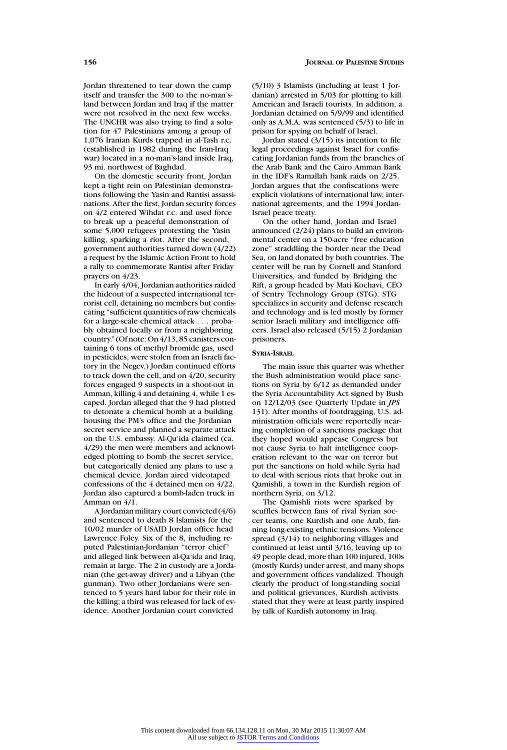Jordan threatened to tear down the camp itself and transfer the 300 to the no-man's-land between Jordan and Iraq if the matter were not resolved in the next few weeks. The UNCHR was also trying to find a solution for 47 Palestinians among a group of 1,076 Iranian Kurds trapped in al-Tash r.c. (established in 1982 during the Iran-Iraq war) located in a no-man's-land inside Iraq, 93 mi. northwest of Baghdad.

On the domestic security front, Jordan kept a tight rein on Palestinian demonstrations following the Yasin and Rantisi assassinations. After the first, Jordan security forces on 4/2 entered Wihdat r.c. and used force to break up a peaceful demonstration of some 5,000 refugees protesting the Yasin killing, sparking a riot. After the second, government authorities turned down (4/22) a request by the Islamic Action Front to hold a rally to commemorate Rantisi after Friday prayers on 4/23.

In early 4/04, Jordanian authorities raided the hideout of a suspected international terrorist cell, detaining no members but confiscating "sufficient quantities of raw chemicals for a large-scale chemical attack . . . probably obtained locally or from a neighboring country." (Of note: On 4/13, 85 canisters containing 6 tons of methyl bromide gas, used in pesticides, were stolen from an Israeli factory in the Negev.) Jordan continued efforts to track down the cell, and on 4/20, security forces engaged 9 suspects in a shoot-out in Amman, killing 4 and detaining 4, while 1 escaped. Jordan alleged that the 9 had plotted to detonate a chemical bomb at a building housing the PM's office and the Jordanian secret service and planned a separate attack on the U.S. embassy. Al-Qa'ida claimed (ca. 4/29) the men were members and acknowledged plotting to bomb the secret service, but categorically denied any plans to use a chemical device. Jordan aired videotaped confessions of the 4 detained men on 4/22. Jordan also captured a bomb-laden truck in Amman on 4/1.

A Jordanian military court convicted (4/6) and sentenced to death 8 Islamists for the 10/02 murder of USAID Jordan office head Lawrence Foley. Six of the 8, including reputed Palestinian-Jordanian "terror chief" and alleged link between al-Qa'ida and Iraq, remain at large. The 2 in custody are a Jordanian (the get-away driver) and a Libyan (the gunman). Two other Jordanians were sentenced to 5 years hard labor for their role in the killing; a third was released for lack of evidence. Another Jordanian court convicted (5/10) 3 Islamists (including at least 1 Jordanian) arrested in 5/03 for plotting to kill American and Israeli tourists. In addition, a Jordanian detained on 5/9/99 and identified only as A.M.A. was sentenced (5/3) to life in prison for spying on behalf of Israel.

Jordan stated (3/15) its intention to file legal proceedings against Israel for confiscating Jordanian funds from the branches of the Arab Bank and the Cairo Amman Bank in the IDF's Ramallah bank raids on 2/25. Jordan argues that the confiscations were explicit violations of international law, international agreements, and the 1994 Jordan-Israel peace treaty.

On the other hand, Jordan and Israel announced (2/24) plans to build an environmental center on a 150-acre "free education zone" straddling the border near the Dead Sea, on land donated by both countries. The center will be run by Cornell and Stanford Universities, and funded by Bridging the Rift, a group headed by Mati Kochavi, CEO of Sentry Technology Group (STG). STG specializes in security and defense research and technology and is led mostly by former senior Israeli military and intelligence officers. Israel also released (5/15) 2 Jordanian prisoners.

### Syria-Israel

The main issue this quarter was whether the Bush administration would place sanctions on Syria by 6/12 as demanded under the Syria Accountability Act signed by Bush on 12/12/03 (see Quarterly Update in *JPS* 131). After months of footdragging, U.S. administration officials were reportedly nearing completion of a sanctions package that they hoped would appease Congress but not cause Syria to halt intelligence cooperation relevant to the war on terror but put the sanctions on hold while Syria had to deal with serious riots that broke out in Qamishli, a town in the Kurdish region of northern Syria, on 3/12.

The Qamishli riots were sparked by scuffles between fans of rival Syrian soccer teams, one Kurdish and one Arab, fanning long-existing ethnic tensions. Violence spread (3/14) to neighboring villages and continued at least until 3/16, leaving up to 49 people dead, more than 100 injured, 100s (mostly Kurds) under arrest, and many shops and government offices vandalized. Though clearly the product of long-standing social and political grievances, Kurdish activists stated that they were at least partly inspired by talk of Kurdish autonomy in Iraq.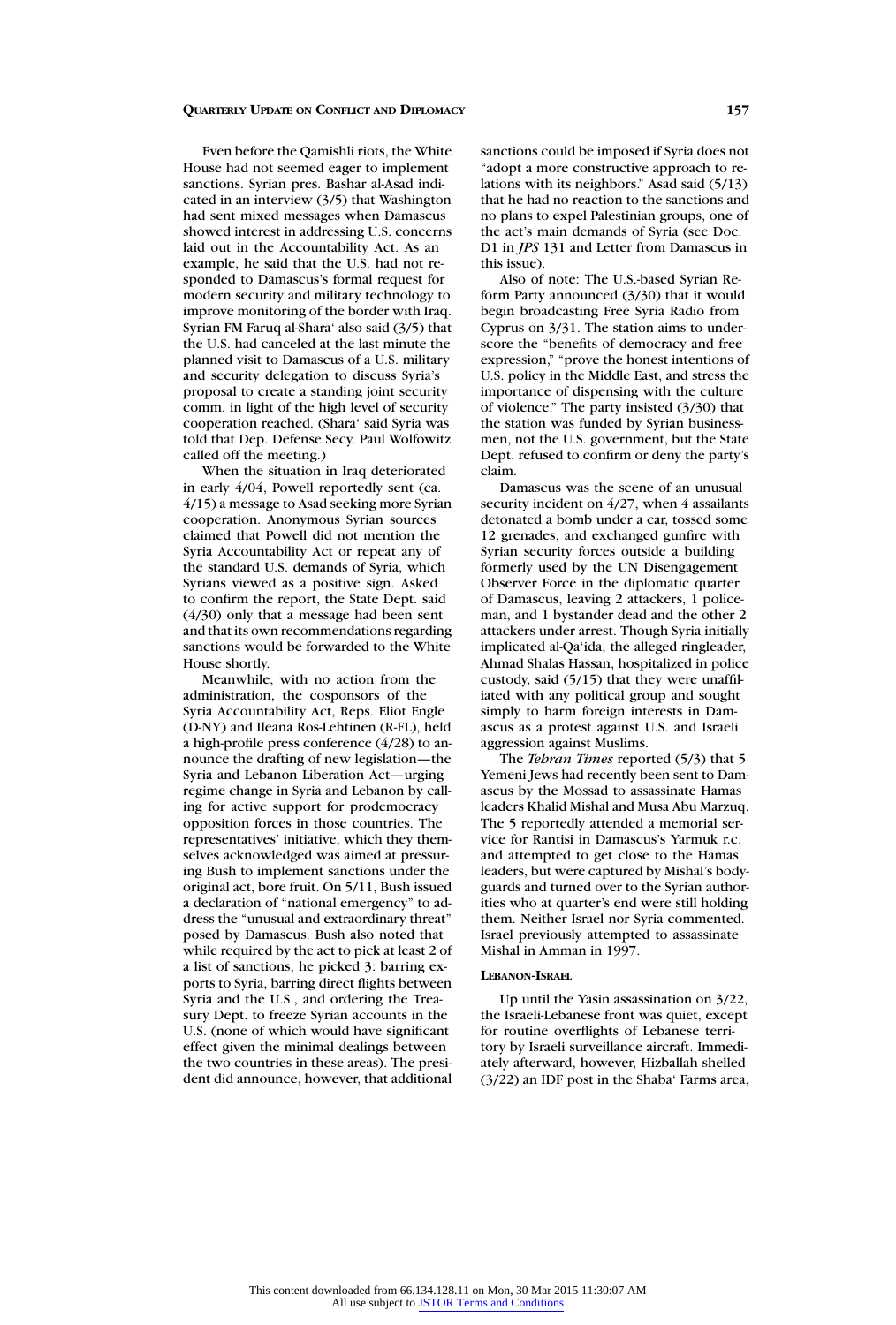Even before the Qamishli riots, the White House had not seemed eager to implement sanctions. Syrian pres. Bashar al-Asad indicated in an interview (3/5) that Washington had sent mixed messages when Damascus showed interest in addressing U.S. concerns laid out in the Accountability Act. As an example, he said that the U.S. had not responded to Damascus's formal request for modern security and military technology to improve monitoring of the border with Iraq. Syrian FM Faruq al-Shara' also said (3/5) that the U.S. had canceled at the last minute the planned visit to Damascus of a U.S. military and security delegation to discuss Syria's proposal to create a standing joint security comm. in light of the high level of security cooperation reached. (Shara' said Syria was told that Dep. Defense Secy. Paul Wolfowitz called off the meeting.)

When the situation in Iraq deteriorated in early 4/04, Powell reportedly sent (ca. 4/15) a message to Asad seeking more Syrian cooperation. Anonymous Syrian sources claimed that Powell did not mention the Syria Accountability Act or repeat any of the standard U.S. demands of Syria, which Syrians viewed as a positive sign. Asked to confirm the report, the State Dept. said (4/30) only that a message had been sent and that its own recommendations regarding sanctions would be forwarded to the White House shortly.

Meanwhile, with no action from the administration, the cosponsors of the Syria Accountability Act, Reps. Eliot Engle (D-NY) and Ileana Ros-Lehtinen (R-FL), held a high-profile press conference (4/28) to announce the drafting of new legislation—the Syria and Lebanon Liberation Act—urging regime change in Syria and Lebanon by calling for active support for prodemocracy opposition forces in those countries. The representatives' initiative, which they themselves acknowledged was aimed at pressuring Bush to implement sanctions under the original act, bore fruit. On 5/11, Bush issued a declaration of "national emergency" to address the "unusual and extraordinary threat" posed by Damascus. Bush also noted that while required by the act to pick at least 2 of a list of sanctions, he picked 3: barring exports to Syria, barring direct flights between Syria and the U.S., and ordering the Treasury Dept. to freeze Syrian accounts in the U.S. (none of which would have significant effect given the minimal dealings between the two countries in these areas). The president did announce, however, that additional sanctions could be imposed if Syria does not "adopt a more constructive approach to relations with its neighbors." Asad said (5/13) that he had no reaction to the sanctions and no plans to expel Palestinian groups, one of the act's main demands of Syria (see Doc. D1 in *JPS* 131 and Letter from Damascus in this issue).

Also of note: The U.S.-based Syrian Reform Party announced (3/30) that it would begin broadcasting Free Syria Radio from Cyprus on 3/31. The station aims to underscore the "benefits of democracy and free expression," "prove the honest intentions of U.S. policy in the Middle East, and stress the importance of dispensing with the culture of violence." The party insisted (3/30) that the station was funded by Syrian businessmen, not the U.S. government, but the State Dept. refused to confirm or deny the party's claim.

Damascus was the scene of an unusual security incident on 4/27, when 4 assailants detonated a bomb under a car, tossed some 12 grenades, and exchanged gunfire with Syrian security forces outside a building formerly used by the UN Disengagement Observer Force in the diplomatic quarter of Damascus, leaving 2 attackers, 1 policeman, and 1 bystander dead and the other 2 attackers under arrest. Though Syria initially implicated al-Qa'ida, the alleged ringleader, Ahmad Shalas Hassan, hospitalized in police custody, said (5/15) that they were unaffiliated with any political group and sought simply to harm foreign interests in Damascus as a protest against U.S. and Israeli aggression against Muslims.

The *Tehran Times* reported (5/3) that 5 Yemeni Jews had recently been sent to Damascus by the Mossad to assassinate Hamas leaders Khalid Mishal and Musa Abu Marzuq. The 5 reportedly attended a memorial service for Rantisi in Damascus's Yarmuk r.c. and attempted to get close to the Hamas leaders, but were captured by Mishal's bodyguards and turned over to the Syrian authorities who at quarter's end were still holding them. Neither Israel nor Syria commented. Israel previously attempted to assassinate Mishal in Amman in 1997.

### LEBANON-ISRAEL

Up until the Yasin assassination on 3/22, the Israeli-Lebanese front was quiet, except for routine overflights of Lebanese territory by Israeli surveillance aircraft. Immediately afterward, however, Hizballah shelled (3/22) an IDF post in the Shaba' Farms area,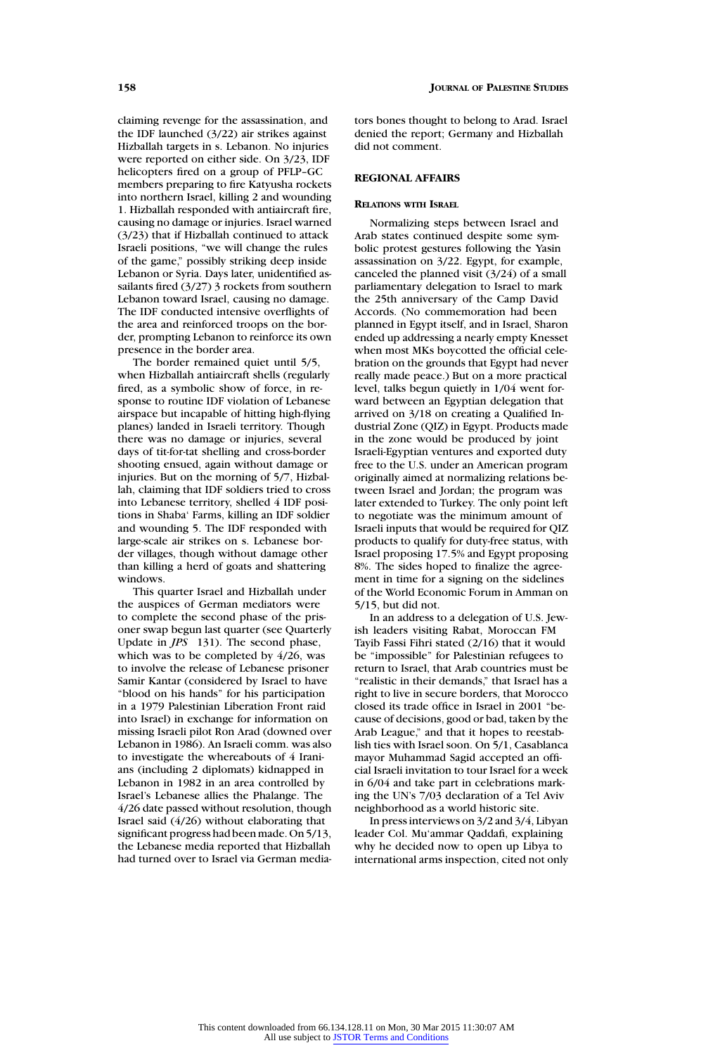claiming revenge for the assassination, and the IDF launched (3/22) air strikes against Hizballah targets in s. Lebanon. No injuries were reported on either side. On 3/23, IDF helicopters fired on a group of PFLP–GC members preparing to fire Katyusha rockets into northern Israel, killing 2 and wounding 1. Hizballah responded with antiaircraft fire, causing no damage or injuries. Israel warned (3/23) that if Hizballah continued to attack Israeli positions, "we will change the rules of the game," possibly striking deep inside Lebanon or Syria. Days later, unidentified assailants fired (3/27) 3 rockets from southern Lebanon toward Israel, causing no damage. The IDF conducted intensive overflights of the area and reinforced troops on the border, prompting Lebanon to reinforce its own presence in the border area.

The border remained quiet until 5/5, when Hizballah antiaircraft shells (regularly fired, as a symbolic show of force, in response to routine IDF violation of Lebanese airspace but incapable of hitting high-flying planes) landed in Israeli territory. Though there was no damage or injuries, several days of tit-for-tat shelling and cross-border shooting ensued, again without damage or injuries. But on the morning of 5/7, Hizballah, claiming that IDF soldiers tried to cross into Lebanese territory, shelled 4 IDF positions in Shaba' Farms, killing an IDF soldier and wounding 5. The IDF responded with large-scale air strikes on s. Lebanese border villages, though without damage other than killing a herd of goats and shattering windows.

This quarter Israel and Hizballah under the auspices of German mediators were to complete the second phase of the prisoner swap begun last quarter (see Quarterly Update in *JPS* 131). The second phase, which was to be completed by 4/26, was to involve the release of Lebanese prisoner Samir Kantar (considered by Israel to have "blood on his hands" for his participation in a 1979 Palestinian Liberation Front raid into Israel) in exchange for information on missing Israeli pilot Ron Arad (downed over Lebanon in 1986). An Israeli comm. was also to investigate the whereabouts of 4 Iranians (including 2 diplomats) kidnapped in Lebanon in 1982 in an area controlled by Israel's Lebanese allies the Phalange. The 4/26 date passed without resolution, though Israel said (4/26) without elaborating that significant progress had been made. On 5/13, the Lebanese media reported that Hizballah had turned over to Israel via German mediators bones thought to belong to Arad. Israel denied the report; Germany and Hizballah did not comment.

## REGIONAL AFFAIRS

### RELATIONS WITH ISRAEL

Normalizing steps between Israel and Arab states continued despite some symbolic protest gestures following the Yasin assassination on 3/22. Egypt, for example, canceled the planned visit (3/24) of a small parliamentary delegation to Israel to mark the 25th anniversary of the Camp David Accords. (No commemoration had been planned in Egypt itself, and in Israel, Sharon ended up addressing a nearly empty Knesset when most MKs boycotted the official celebration on the grounds that Egypt had never really made peace.) But on a more practical level, talks begun quietly in 1/04 went forward between an Egyptian delegation that arrived on 3/18 on creating a Qualified Industrial Zone (QIZ) in Egypt. Products made in the zone would be produced by joint Israeli-Egyptian ventures and exported duty free to the U.S. under an American program originally aimed at normalizing relations between Israel and Jordan; the program was later extended to Turkey. The only point left to negotiate was the minimum amount of Israeli inputs that would be required for QIZ products to qualify for duty-free status, with Israel proposing 17.5% and Egypt proposing 8%. The sides hoped to finalize the agreement in time for a signing on the sidelines of the World Economic Forum in Amman on 5/15, but did not.

In an address to a delegation of U.S. Jewish leaders visiting Rabat, Moroccan FM Tayib Fassi Fihri stated (2/16) that it would be "impossible" for Palestinian refugees to return to Israel, that Arab countries must be "realistic in their demands," that Israel has a right to live in secure borders, that Morocco closed its trade office in Israel in 2001 "because of decisions, good or bad, taken by the Arab League," and that it hopes to reestablish ties with Israel soon. On 5/1, Casablanca mayor Muhammad Sagid accepted an official Israeli invitation to tour Israel for a week in 6/04 and take part in celebrations marking the UN's 7/03 declaration of a Tel Aviv neighborhood as a world historic site.

In press interviews on 3/2 and 3/4, Libyan leader Col. Mu'ammar Qaddafi, explaining why he decided now to open up Libya to international arms inspection, cited not only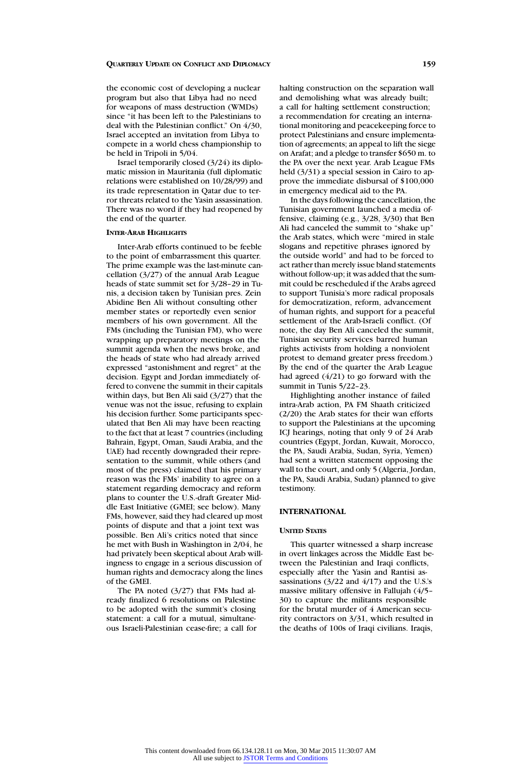the economic cost of developing a nuclear program but also that Libya had no need for weapons of mass destruction (WMDs) since "it has been left to the Palestinians to deal with the Palestinian conflict." On 4/30, Israel accepted an invitation from Libya to compete in a world chess championship to be held in Tripoli in 5/04.

Israel temporarily closed (3/24) its diplomatic mission in Mauritania (full diplomatic relations were established on 10/28/99) and its trade representation in Qatar due to terror threats related to the Yasin assassination. There was no word if they had reopened by the end of the quarter.

#### Inter-Arab Highlights

Inter-Arab efforts continued to be feeble to the point of embarrassment this quarter. The prime example was the last-minute cancellation (3/27) of the annual Arab League heads of state summit set for 3/28–29 in Tunis, a decision taken by Tunisian pres. Zein Abidine Ben Ali without consulting other member states or reportedly even senior members of his own government. All the FMs (including the Tunisian FM), who were wrapping up preparatory meetings on the summit agenda when the news broke, and the heads of state who had already arrived expressed "astonishment and regret" at the decision. Egypt and Jordan immediately offered to convene the summit in their capitals within days, but Ben Ali said (3/27) that the venue was not the issue, refusing to explain his decision further. Some participants speculated that Ben Ali may have been reacting to the fact that at least 7 countries (including Bahrain, Egypt, Oman, Saudi Arabia, and the UAE) had recently downgraded their representation to the summit, while others (and most of the press) claimed that his primary reason was the FMs' inability to agree on a statement regarding democracy and reform plans to counter the U.S.-draft Greater Middle East Initiative (GMEI; see below). Many FMs, however, said they had cleared up most points of dispute and that a joint text was possible. Ben Ali's critics noted that since he met with Bush in Washington in 2/04, he had privately been skeptical about Arab willingness to engage in a serious discussion of human rights and democracy along the lines of the GMEI.

The PA noted (3/27) that FMs had already finalized 6 resolutions on Palestine to be adopted with the summit's closing statement: a call for a mutual, simultaneous Israeli-Palestinian cease-fire; a call for halting construction on the separation wall and demolishing what was already built; a call for halting settlement construction; a recommendation for creating an international monitoring and peacekeeping force to protect Palestinians and ensure implementation of agreements; an appeal to lift the siege on Arafat; and a pledge to transfer $650 m. to the PA over the next year. Arab League FMs held (3/31) a special session in Cairo to approve the immediate disbursal of $100,000 in emergency medical aid to the PA.

In the days following the cancellation, the Tunisian government launched a media offensive, claiming (e.g., 3/28, 3/30) that Ben Ali had canceled the summit to "shake up" the Arab states, which were "mired in stale slogans and repetitive phrases ignored by the outside world" and had to be forced to act rather than merely issue bland statements without follow-up; it was added that the summit could be rescheduled if the Arabs agreed to support Tunisia's more radical proposals for democratization, reform, advancement of human rights, and support for a peaceful settlement of the Arab-Israeli conflict. (Of note, the day Ben Ali canceled the summit, Tunisian security services barred human rights activists from holding a nonviolent protest to demand greater press freedom.) By the end of the quarter the Arab League had agreed (4/21) to go forward with the summit in Tunis 5/22–23.

Highlighting another instance of failed intra-Arab action, PA FM Shaath criticized (2/20) the Arab states for their wan efforts to support the Palestinians at the upcoming ICJ hearings, noting that only 9 of 24 Arab countries (Egypt, Jordan, Kuwait, Morocco, the PA, Saudi Arabia, Sudan, Syria, Yemen) had sent a written statement opposing the wall to the court, and only 5 (Algeria, Jordan, the PA, Saudi Arabia, Sudan) planned to give testimony.

### INTERNATIONAL

#### United States

This quarter witnessed a sharp increase in overt linkages across the Middle East between the Palestinian and Iraqi conflicts, especially after the Yasin and Rantisi assassinations (3/22 and 4/17) and the U.S.'s massive military offensive in Fallujah (4/5–30) to capture the militants responsible for the brutal murder of 4 American security contractors on 3/31, which resulted in the deaths of 100s of Iraqi civilians. Iraqis,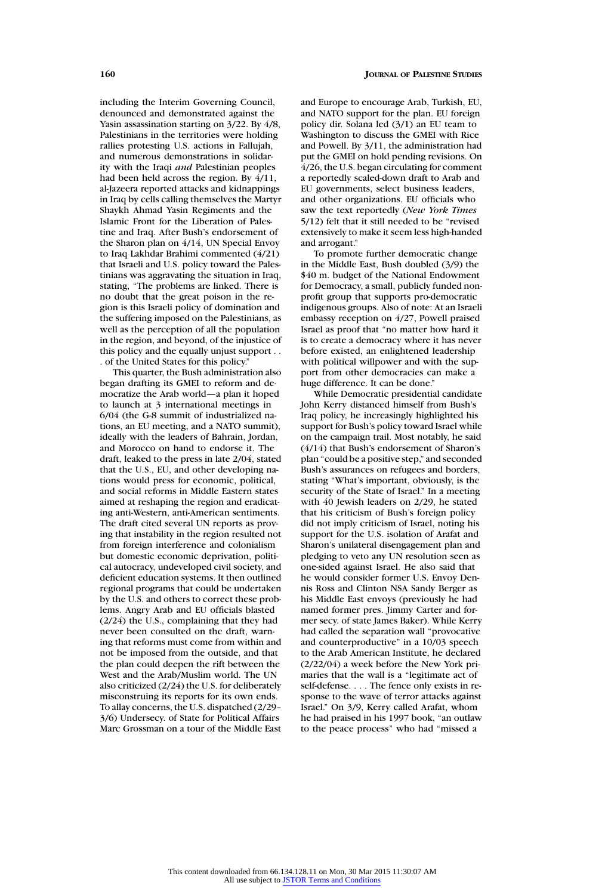including the Interim Governing Council, denounced and demonstrated against the Yasin assassination starting on 3/22. By 4/8, Palestinians in the territories were holding rallies protesting U.S. actions in Fallujah, and numerous demonstrations in solidarity with the Iraqi *and* Palestinian peoples had been held across the region. By 4/11, al-Jazeera reported attacks and kidnappings in Iraq by cells calling themselves the Martyr Shaykh Ahmad Yasin Regiments and the Islamic Front for the Liberation of Palestine and Iraq. After Bush's endorsement of the Sharon plan on 4/14, UN Special Envoy to Iraq Lakhdar Brahimi commented (4/21) that Israeli and U.S. policy toward the Palestinians was aggravating the situation in Iraq, stating, "The problems are linked. There is no doubt that the great poison in the region is this Israeli policy of domination and the suffering imposed on the Palestinians, as well as the perception of all the population in the region, and beyond, of the injustice of this policy and the equally unjust support . . . of the United States for this policy."

This quarter, the Bush administration also began drafting its GMEI to reform and democratize the Arab world—a plan it hoped to launch at 3 international meetings in 6/04 (the G-8 summit of industrialized nations, an EU meeting, and a NATO summit), ideally with the leaders of Bahrain, Jordan, and Morocco on hand to endorse it. The draft, leaked to the press in late 2/04, stated that the U.S., EU, and other developing nations would press for economic, political, and social reforms in Middle Eastern states aimed at reshaping the region and eradicating anti-Western, anti-American sentiments. The draft cited several UN reports as proving that instability in the region resulted not from foreign interference and colonialism but domestic economic deprivation, political autocracy, undeveloped civil society, and deficient education systems. It then outlined regional programs that could be undertaken by the U.S. and others to correct these problems. Angry Arab and EU officials blasted (2/24) the U.S., complaining that they had never been consulted on the draft, warning that reforms must come from within and not be imposed from the outside, and that the plan could deepen the rift between the West and the Arab/Muslim world. The UN also criticized (2/24) the U.S. for deliberately misconstruing its reports for its own ends. To allay concerns, the U.S. dispatched (2/29–3/6) Undersecy. of State for Political Affairs Marc Grossman on a tour of the Middle East and Europe to encourage Arab, Turkish, EU, and NATO support for the plan. EU foreign policy dir. Solana led (3/1) an EU team to Washington to discuss the GMEI with Rice and Powell. By 3/11, the administration had put the GMEI on hold pending revisions. On 4/26, the U.S. began circulating for comment a reportedly scaled-down draft to Arab and EU governments, select business leaders, and other organizations. EU officials who saw the text reportedly (*New York Times* 5/12) felt that it still needed to be "revised extensively to make it seem less high-handed and arrogant."

To promote further democratic change in the Middle East, Bush doubled (3/9) the $40 m. budget of the National Endowment for Democracy, a small, publicly funded nonprofit group that supports pro-democratic indigenous groups. Also of note: At an Israeli embassy reception on 4/27, Powell praised Israel as proof that "no matter how hard it is to create a democracy where it has never before existed, an enlightened leadership with political willpower and with the support from other democracies can make a huge difference. It can be done."

While Democratic presidential candidate John Kerry distanced himself from Bush's Iraq policy, he increasingly highlighted his support for Bush's policy toward Israel while on the campaign trail. Most notably, he said (4/14) that Bush's endorsement of Sharon's plan "could be a positive step," and seconded Bush's assurances on refugees and borders, stating "What's important, obviously, is the security of the State of Israel." In a meeting with 40 Jewish leaders on 2/29, he stated that his criticism of Bush's foreign policy did not imply criticism of Israel, noting his support for the U.S. isolation of Arafat and Sharon's unilateral disengagement plan and pledging to veto any UN resolution seen as one-sided against Israel. He also said that he would consider former U.S. Envoy Dennis Ross and Clinton NSA Sandy Berger as his Middle East envoys (previously he had named former pres. Jimmy Carter and former secy. of state James Baker). While Kerry had called the separation wall "provocative and counterproductive" in a 10/03 speech to the Arab American Institute, he declared (2/22/04) a week before the New York primaries that the wall is a "legitimate act of self-defense. . . . The fence only exists in response to the wave of terror attacks against Israel." On 3/9, Kerry called Arafat, whom he had praised in his 1997 book, "an outlaw to the peace process" who had "missed a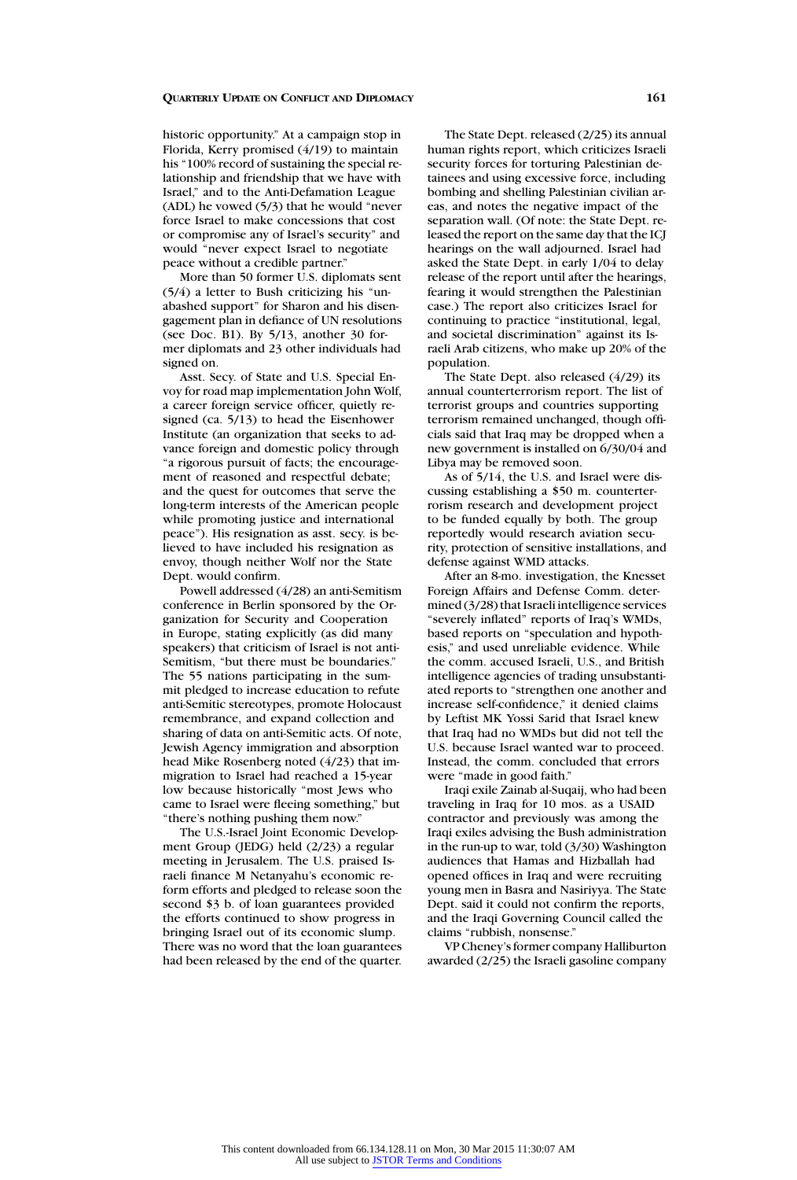historic opportunity." At a campaign stop in Florida, Kerry promised (4/19) to maintain his "100% record of sustaining the special relationship and friendship that we have with Israel," and to the Anti-Defamation League (ADL) he vowed (5/3) that he would "never force Israel to make concessions that cost or compromise any of Israel's security" and would "never expect Israel to negotiate peace without a credible partner."

More than 50 former U.S. diplomats sent (5/4) a letter to Bush criticizing his "unabashed support" for Sharon and his disengagement plan in defiance of UN resolutions (see Doc. B1). By 5/13, another 30 former diplomats and 23 other individuals had signed on.

Asst. Secy. of State and U.S. Special Envoy for road map implementation John Wolf, a career foreign service officer, quietly resigned (ca. 5/13) to head the Eisenhower Institute (an organization that seeks to advance foreign and domestic policy through "a rigorous pursuit of facts; the encouragement of reasoned and respectful debate; and the quest for outcomes that serve the long-term interests of the American people while promoting justice and international peace"). His resignation as asst. secy. is believed to have included his resignation as envoy, though neither Wolf nor the State Dept. would confirm.

Powell addressed (4/28) an anti-Semitism conference in Berlin sponsored by the Organization for Security and Cooperation in Europe, stating explicitly (as did many speakers) that criticism of Israel is not anti-Semitism, "but there must be boundaries." The 55 nations participating in the summit pledged to increase education to refute anti-Semitic stereotypes, promote Holocaust remembrance, and expand collection and sharing of data on anti-Semitic acts. Of note, Jewish Agency immigration and absorption head Mike Rosenberg noted (4/23) that immigration to Israel had reached a 15-year low because historically "most Jews who came to Israel were fleeing something," but "there's nothing pushing them now."

The U.S.-Israel Joint Economic Development Group (JEDG) held (2/23) a regular meeting in Jerusalem. The U.S. praised Israeli finance M Netanyahu's economic reform efforts and pledged to release soon the second $3 b. of loan guarantees provided the efforts continued to show progress in bringing Israel out of its economic slump. There was no word that the loan guarantees had been released by the end of the quarter.

The State Dept. released (2/25) its annual human rights report, which criticizes Israeli security forces for torturing Palestinian detainees and using excessive force, including bombing and shelling Palestinian civilian areas, and notes the negative impact of the separation wall. (Of note: the State Dept. released the report on the same day that the ICJ hearings on the wall adjourned. Israel had asked the State Dept. in early 1/04 to delay release of the report until after the hearings, fearing it would strengthen the Palestinian case.) The report also criticizes Israel for continuing to practice "institutional, legal, and societal discrimination" against its Israeli Arab citizens, who make up 20% of the population.

The State Dept. also released (4/29) its annual counterterrorism report. The list of terrorist groups and countries supporting terrorism remained unchanged, though officials said that Iraq may be dropped when a new government is installed on 6/30/04 and Libya may be removed soon.

As of 5/14, the U.S. and Israel were discussing establishing a $50 m. counterterrorism research and development project to be funded equally by both. The group reportedly would research aviation security, protection of sensitive installations, and defense against WMD attacks.

After an 8-mo. investigation, the Knesset Foreign Affairs and Defense Comm. determined (3/28) that Israeli intelligence services "severely inflated" reports of Iraq's WMDs, based reports on "speculation and hypothesis," and used unreliable evidence. While the comm. accused Israeli, U.S., and British intelligence agencies of trading unsubstantiated reports to "strengthen one another and increase self-confidence," it denied claims by Leftist MK Yossi Sarid that Israel knew that Iraq had no WMDs but did not tell the U.S. because Israel wanted war to proceed. Instead, the comm. concluded that errors were "made in good faith."

Iraqi exile Zainab al-Suqaij, who had been traveling in Iraq for 10 mos. as a USAID contractor and previously was among the Iraqi exiles advising the Bush administration in the run-up to war, told (3/30) Washington audiences that Hamas and Hizballah had opened offices in Iraq and were recruiting young men in Basra and Nasiriyya. The State Dept. said it could not confirm the reports, and the Iraqi Governing Council called the claims "rubbish, nonsense."

VP Cheney's former company Halliburton awarded (2/25) the Israeli gasoline company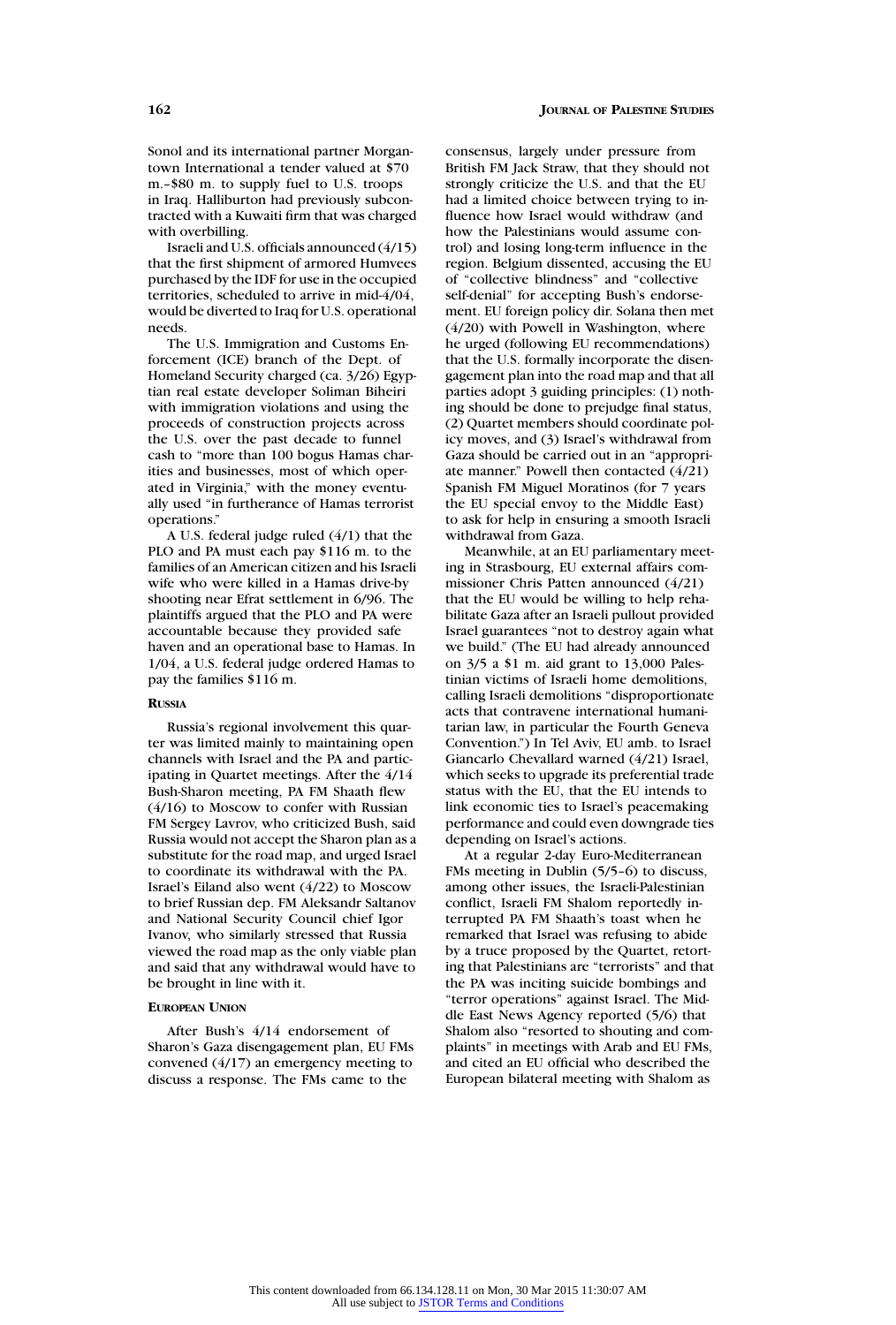Sonol and its international partner Morgantown International a tender valued at $70 m.–$80 m. to supply fuel to U.S. troops in Iraq. Halliburton had previously subcontracted with a Kuwaiti firm that was charged with overbilling.

Israeli and U.S. officials announced (4/15) that the first shipment of armored Humvees purchased by the IDF for use in the occupied territories, scheduled to arrive in mid-4/04, would be diverted to Iraq for U.S. operational needs.

The U.S. Immigration and Customs Enforcement (ICE) branch of the Dept. of Homeland Security charged (ca. 3/26) Egyptian real estate developer Soliman Biheiri with immigration violations and using the proceeds of construction projects across the U.S. over the past decade to funnel cash to "more than 100 bogus Hamas charities and businesses, most of which operated in Virginia," with the money eventually used "in furtherance of Hamas terrorist operations."

A U.S. federal judge ruled (4/1) that the PLO and PA must each pay $116 m. to the families of an American citizen and his Israeli wife who were killed in a Hamas drive-by shooting near Efrat settlement in 6/96. The plaintiffs argued that the PLO and PA were accountable because they provided safe haven and an operational base to Hamas. In 1/04, a U.S. federal judge ordered Hamas to pay the families $116 m.

#### RUSSIA

Russia's regional involvement this quarter was limited mainly to maintaining open channels with Israel and the PA and participating in Quartet meetings. After the 4/14 Bush-Sharon meeting, PA FM Shaath flew (4/16) to Moscow to confer with Russian FM Sergey Lavrov, who criticized Bush, said Russia would not accept the Sharon plan as a substitute for the road map, and urged Israel to coordinate its withdrawal with the PA. Israel's Eiland also went (4/22) to Moscow to brief Russian dep. FM Aleksandr Saltanov and National Security Council chief Igor Ivanov, who similarly stressed that Russia viewed the road map as the only viable plan and said that any withdrawal would have to be brought in line with it.

#### EUROPEAN UNION

After Bush's 4/14 endorsement of Sharon's Gaza disengagement plan, EU FMs convened (4/17) an emergency meeting to discuss a response. The FMs came to the consensus, largely under pressure from British FM Jack Straw, that they should not strongly criticize the U.S. and that the EU had a limited choice between trying to influence how Israel would withdraw (and how the Palestinians would assume control) and losing long-term influence in the region. Belgium dissented, accusing the EU of "collective blindness" and "collective self-denial" for accepting Bush's endorsement. EU foreign policy dir. Solana then met (4/20) with Powell in Washington, where he urged (following EU recommendations) that the U.S. formally incorporate the disengagement plan into the road map and that all parties adopt 3 guiding principles: (1) nothing should be done to prejudge final status, (2) Quartet members should coordinate policy moves, and (3) Israel's withdrawal from Gaza should be carried out in an "appropriate manner." Powell then contacted (4/21) Spanish FM Miguel Moratinos (for 7 years the EU special envoy to the Middle East) to ask for help in ensuring a smooth Israeli withdrawal from Gaza.

Meanwhile, at an EU parliamentary meeting in Strasbourg, EU external affairs commissioner Chris Patten announced (4/21) that the EU would be willing to help rehabilitate Gaza after an Israeli pullout provided Israel guarantees "not to destroy again what we build." (The EU had already announced on 3/5 a $1 m. aid grant to 13,000 Palestinian victims of Israeli home demolitions, calling Israeli demolitions "disproportionate acts that contravene international humanitarian law, in particular the Fourth Geneva Convention.") In Tel Aviv, EU amb. to Israel Giancarlo Chevallard warned (4/21) Israel, which seeks to upgrade its preferential trade status with the EU, that the EU intends to link economic ties to Israel's peacemaking performance and could even downgrade ties depending on Israel's actions.

At a regular 2-day Euro-Mediterranean FMs meeting in Dublin (5/5–6) to discuss, among other issues, the Israeli-Palestinian conflict, Israeli FM Shalom reportedly interrupted PA FM Shaath's toast when he remarked that Israel was refusing to abide by a truce proposed by the Quartet, retorting that Palestinians are "terrorists" and that the PA was inciting suicide bombings and "terror operations" against Israel. The Middle East News Agency reported (5/6) that Shalom also "resorted to shouting and complaints" in meetings with Arab and EU FMs, and cited an EU official who described the European bilateral meeting with Shalom as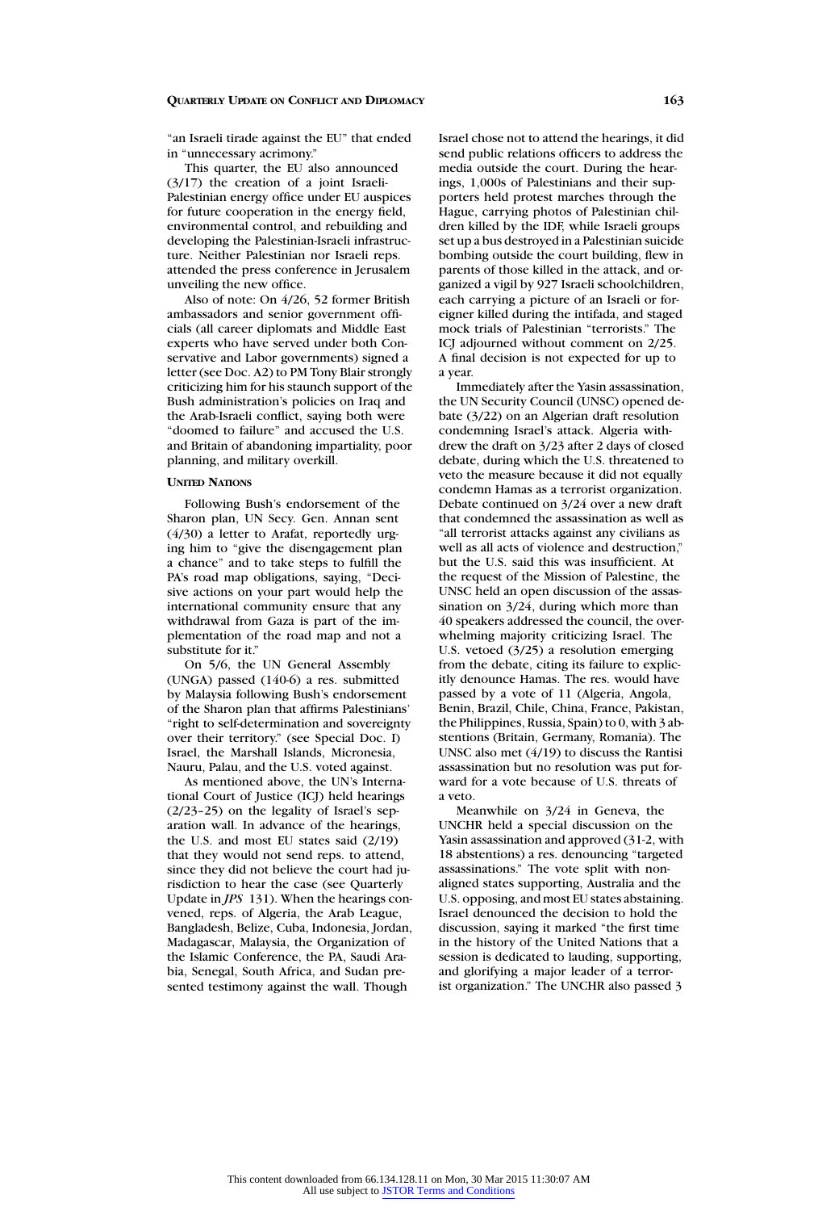"an Israeli tirade against the EU" that ended in "unnecessary acrimony."

This quarter, the EU also announced (3/17) the creation of a joint Israeli-Palestinian energy office under EU auspices for future cooperation in the energy field, environmental control, and rebuilding and developing the Palestinian-Israeli infrastructure. Neither Palestinian nor Israeli reps. attended the press conference in Jerusalem unveiling the new office.

Also of note: On 4/26, 52 former British ambassadors and senior government officials (all career diplomats and Middle East experts who have served under both Conservative and Labor governments) signed a letter (see Doc. A2) to PM Tony Blair strongly criticizing him for his staunch support of the Bush administration's policies on Iraq and the Arab-Israeli conflict, saying both were "doomed to failure" and accused the U.S. and Britain of abandoning impartiality, poor planning, and military overkill.

### UNITED NATIONS

Following Bush's endorsement of the Sharon plan, UN Secy. Gen. Annan sent (4/30) a letter to Arafat, reportedly urging him to "give the disengagement plan a chance" and to take steps to fulfill the PA's road map obligations, saying, "Decisive actions on your part would help the international community ensure that any withdrawal from Gaza is part of the implementation of the road map and not a substitute for it."

On 5/6, the UN General Assembly (UNGA) passed (140-6) a res. submitted by Malaysia following Bush's endorsement of the Sharon plan that affirms Palestinians' "right to self-determination and sovereignty over their territory." (see Special Doc. I) Israel, the Marshall Islands, Micronesia, Nauru, Palau, and the U.S. voted against.

As mentioned above, the UN's International Court of Justice (ICJ) held hearings (2/23–25) on the legality of Israel's separation wall. In advance of the hearings, the U.S. and most EU states said (2/19) that they would not send reps. to attend, since they did not believe the court had jurisdiction to hear the case (see Quarterly Update in *JPS* 131). When the hearings convened, reps. of Algeria, the Arab League, Bangladesh, Belize, Cuba, Indonesia, Jordan, Madagascar, Malaysia, the Organization of the Islamic Conference, the PA, Saudi Arabia, Senegal, South Africa, and Sudan presented testimony against the wall. Though Israel chose not to attend the hearings, it did send public relations officers to address the media outside the court. During the hearings, 1,000s of Palestinians and their supporters held protest marches through the Hague, carrying photos of Palestinian children killed by the IDF, while Israeli groups set up a bus destroyed in a Palestinian suicide bombing outside the court building, flew in parents of those killed in the attack, and organized a vigil by 927 Israeli schoolchildren, each carrying a picture of an Israeli or foreigner killed during the intifada, and staged mock trials of Palestinian "terrorists." The ICJ adjourned without comment on 2/25. A final decision is not expected for up to a year.

Immediately after the Yasin assassination, the UN Security Council (UNSC) opened debate (3/22) on an Algerian draft resolution condemning Israel's attack. Algeria withdrew the draft on 3/23 after 2 days of closed debate, during which the U.S. threatened to veto the measure because it did not equally condemn Hamas as a terrorist organization. Debate continued on 3/24 over a new draft that condemned the assassination as well as "all terrorist attacks against any civilians as well as all acts of violence and destruction," but the U.S. said this was insufficient. At the request of the Mission of Palestine, the UNSC held an open discussion of the assassination on 3/24, during which more than 40 speakers addressed the council, the overwhelming majority criticizing Israel. The U.S. vetoed (3/25) a resolution emerging from the debate, citing its failure to explicitly denounce Hamas. The res. would have passed by a vote of 11 (Algeria, Angola, Benin, Brazil, Chile, China, France, Pakistan, the Philippines, Russia, Spain) to 0, with 3 abstentions (Britain, Germany, Romania). The UNSC also met (4/19) to discuss the Rantisi assassination but no resolution was put forward for a vote because of U.S. threats of a veto.

Meanwhile on 3/24 in Geneva, the UNCHR held a special discussion on the Yasin assassination and approved (31-2, with 18 abstentions) a res. denouncing "targeted assassinations." The vote split with nonaligned states supporting, Australia and the U.S. opposing, and most EU states abstaining. Israel denounced the decision to hold the discussion, saying it marked "the first time in the history of the United Nations that a session is dedicated to lauding, supporting, and glorifying a major leader of a terrorist organization." The UNCHR also passed 3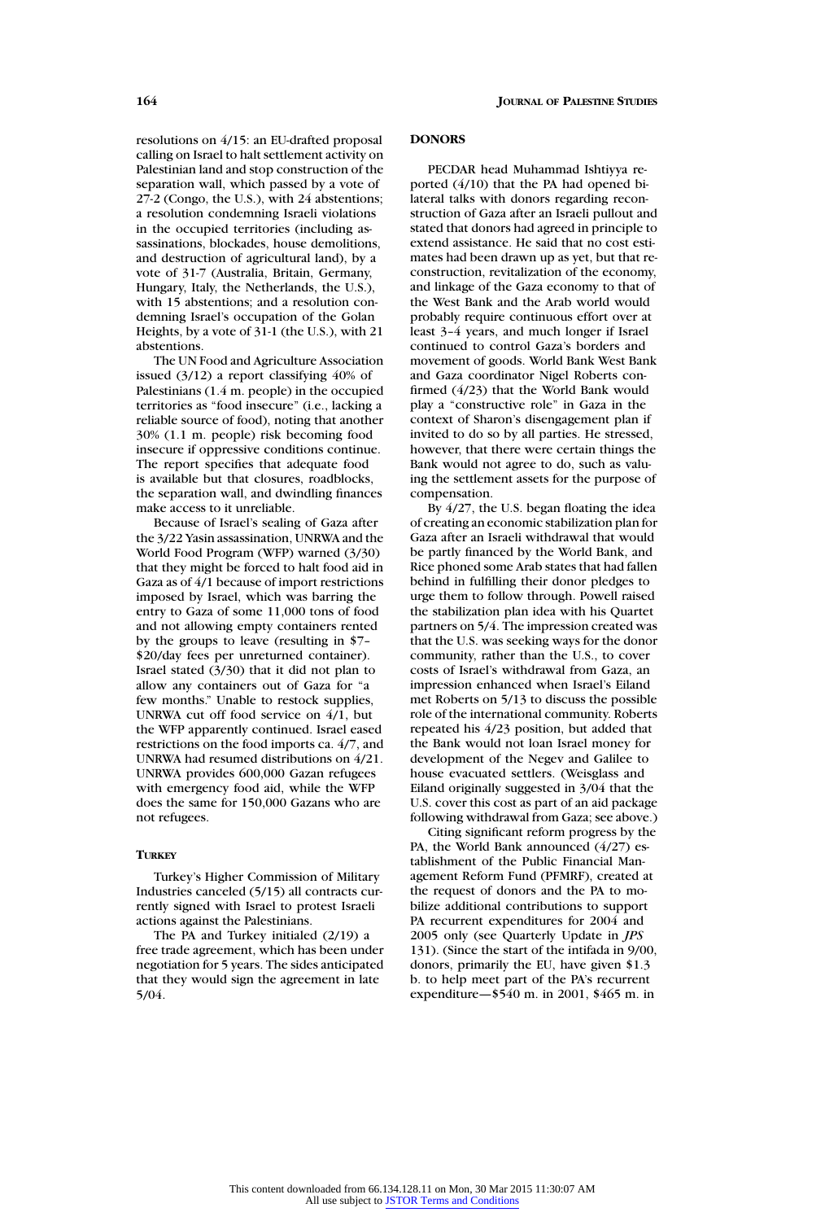resolutions on 4/15: an EU-drafted proposal calling on Israel to halt settlement activity on Palestinian land and stop construction of the separation wall, which passed by a vote of 27-2 (Congo, the U.S.), with 24 abstentions; a resolution condemning Israeli violations in the occupied territories (including assassinations, blockades, house demolitions, and destruction of agricultural land), by a vote of 31-7 (Australia, Britain, Germany, Hungary, Italy, the Netherlands, the U.S.), with 15 abstentions; and a resolution condemning Israel's occupation of the Golan Heights, by a vote of 31-1 (the U.S.), with 21 abstentions.

The UN Food and Agriculture Association issued (3/12) a report classifying 40% of Palestinians (1.4 m. people) in the occupied territories as "food insecure" (i.e., lacking a reliable source of food), noting that another 30% (1.1 m. people) risk becoming food insecure if oppressive conditions continue. The report specifies that adequate food is available but that closures, roadblocks, the separation wall, and dwindling finances make access to it unreliable.

Because of Israel's sealing of Gaza after the 3/22 Yasin assassination, UNRWA and the World Food Program (WFP) warned (3/30) that they might be forced to halt food aid in Gaza as of 4/1 because of import restrictions imposed by Israel, which was barring the entry to Gaza of some 11,000 tons of food and not allowing empty containers rented by the groups to leave (resulting in $7–$20/day fees per unreturned container). Israel stated (3/30) that it did not plan to allow any containers out of Gaza for "a few months." Unable to restock supplies, UNRWA cut off food service on 4/1, but the WFP apparently continued. Israel eased restrictions on the food imports ca. 4/7, and UNRWA had resumed distributions on 4/21. UNRWA provides 600,000 Gazan refugees with emergency food aid, while the WFP does the same for 150,000 Gazans who are not refugees.

### Turkey

Turkey's Higher Commission of Military Industries canceled (5/15) all contracts currently signed with Israel to protest Israeli actions against the Palestinians.

The PA and Turkey initialed (2/19) a free trade agreement, which has been under negotiation for 5 years. The sides anticipated that they would sign the agreement in late 5/04.

### DONORS

PECDAR head Muhammad Ishtiyya reported (4/10) that the PA had opened bilateral talks with donors regarding reconstruction of Gaza after an Israeli pullout and stated that donors had agreed in principle to extend assistance. He said that no cost estimates had been drawn up as yet, but that reconstruction, revitalization of the economy, and linkage of the Gaza economy to that of the West Bank and the Arab world would probably require continuous effort over at least 3–4 years, and much longer if Israel continued to control Gaza's borders and movement of goods. World Bank West Bank and Gaza coordinator Nigel Roberts confirmed (4/23) that the World Bank would play a "constructive role" in Gaza in the context of Sharon's disengagement plan if invited to do so by all parties. He stressed, however, that there were certain things the Bank would not agree to do, such as valuing the settlement assets for the purpose of compensation.

By 4/27, the U.S. began floating the idea of creating an economic stabilization plan for Gaza after an Israeli withdrawal that would be partly financed by the World Bank, and Rice phoned some Arab states that had fallen behind in fulfilling their donor pledges to urge them to follow through. Powell raised the stabilization plan idea with his Quartet partners on 5/4. The impression created was that the U.S. was seeking ways for the donor community, rather than the U.S., to cover costs of Israel's withdrawal from Gaza, an impression enhanced when Israel's Eiland met Roberts on 5/13 to discuss the possible role of the international community. Roberts repeated his 4/23 position, but added that the Bank would not loan Israel money for development of the Negev and Galilee to house evacuated settlers. (Weisglass and Eiland originally suggested in 3/04 that the U.S. cover this cost as part of an aid package following withdrawal from Gaza; see above.)

Citing significant reform progress by the PA, the World Bank announced (4/27) establishment of the Public Financial Management Reform Fund (PFMRF), created at the request of donors and the PA to mobilize additional contributions to support PA recurrent expenditures for 2004 and 2005 only (see Quarterly Update in *JPS* 131). (Since the start of the intifada in 9/00, donors, primarily the EU, have given $1.3 b. to help meet part of the PA's recurrent expenditure—$540 m. in 2001, $465 m. in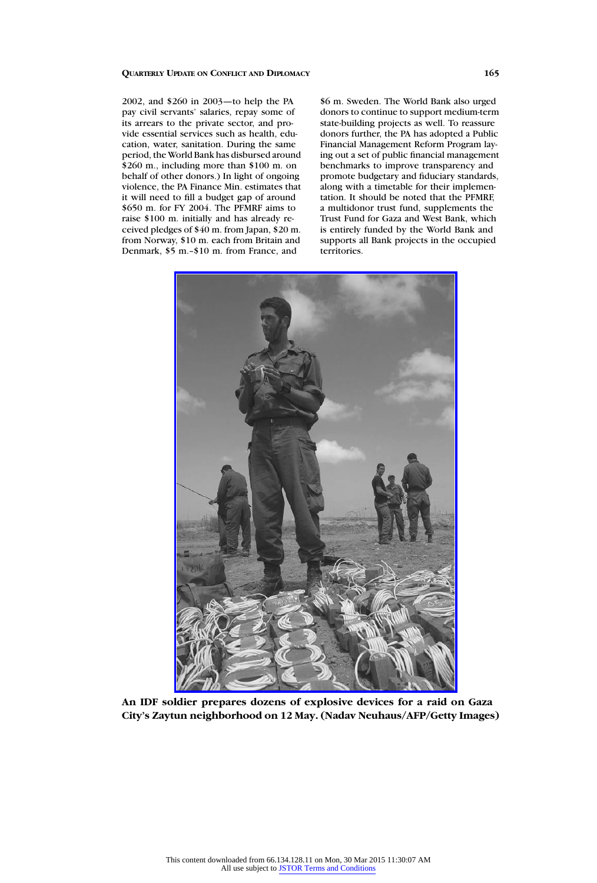2002, and $260 in 2003—to help the PA pay civil servants' salaries, repay some of its arrears to the private sector, and provide essential services such as health, education, water, sanitation. During the same period, the World Bank has disbursed around $260 m., including more than $100 m. on behalf of other donors.) In light of ongoing violence, the PA Finance Min. estimates that it will need to fill a budget gap of around $650 m. for FY 2004. The PFMRF aims to raise $100 m. initially and has already received pledges of $40 m. from Japan, $20 m. from Norway, $10 m. each from Britain and Denmark, $5 m.–$10 m. from France, and $6 m. Sweden. The World Bank also urged donors to continue to support medium-term state-building projects as well. To reassure donors further, the PA has adopted a Public Financial Management Reform Program laying out a set of public financial management benchmarks to improve transparency and promote budgetary and fiduciary standards, along with a timetable for their implementation. It should be noted that the PFMRF, a multidonor trust fund, supplements the Trust Fund for Gaza and West Bank, which is entirely funded by the World Bank and supports all Bank projects in the occupied territories.

**An IDF soldier prepares dozens of explosive devices for a raid on Gaza City's Zaytun neighborhood on 12 May. (Nadav Neuhaus/AFP/Getty Images)**